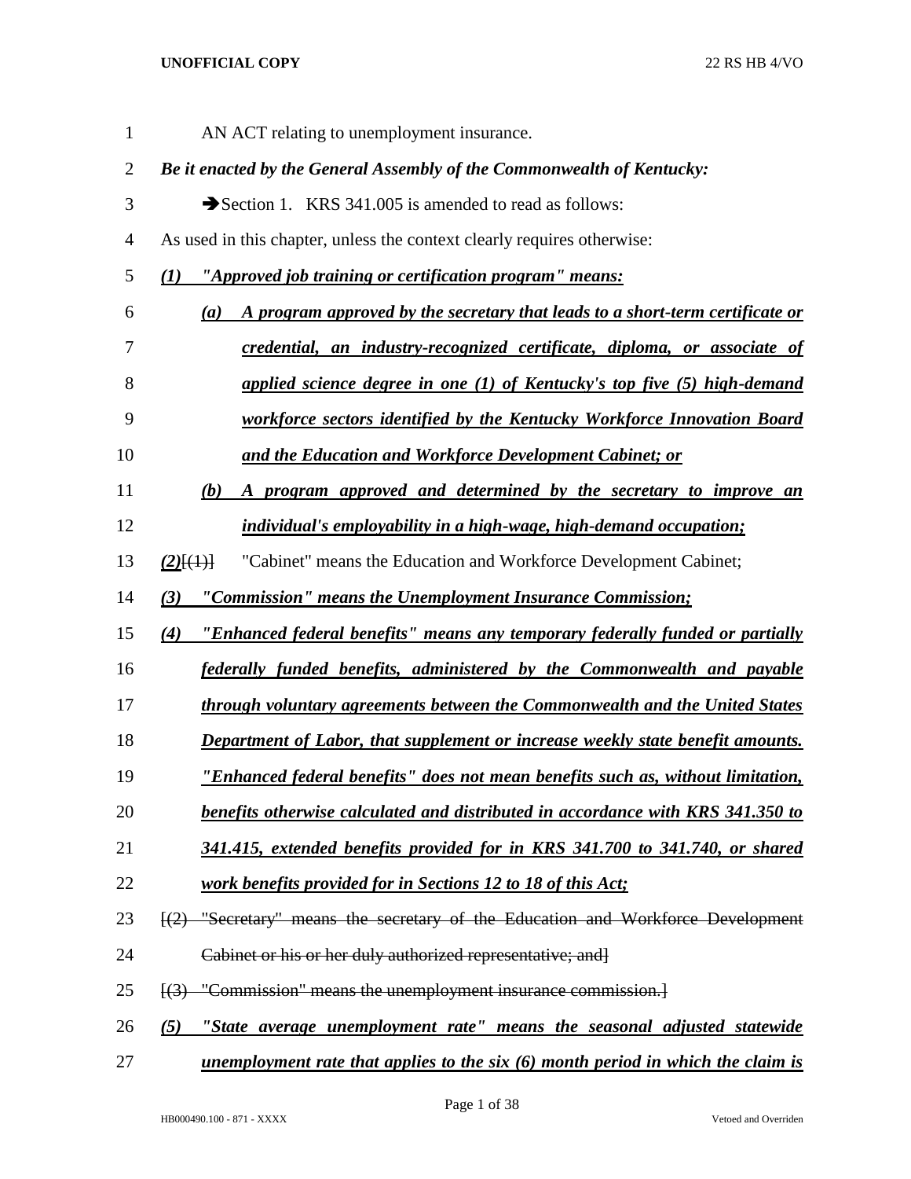AN ACT relating to unemployment insurance.

***Be it enacted by the General Assembly of the Commonwealth of Kentucky:***

➔Section 1. KRS 341.005 is amended to read as follows:

As used in this chapter, unless the context clearly requires otherwise:

***(1) "Approved job training or certification program" means:***

***(a) A program approved by the secretary that leads to a short-term certificate or credential, an industry-recognized certificate, diploma, or associate of applied science degree in one (1) of Kentucky's top five (5) high-demand workforce sectors identified by the Kentucky Workforce Innovation Board and the Education and Workforce Development Cabinet; or***

***(b) A program approved and determined by the secretary to improve an individual's employability in a high-wage, high-demand occupation;***

***(2)***~~[(1)]~~ "Cabinet" means the Education and Workforce Development Cabinet;

***(3) "Commission" means the Unemployment Insurance Commission;***

***(4) "Enhanced federal benefits" means any temporary federally funded or partially federally funded benefits, administered by the Commonwealth and payable through voluntary agreements between the Commonwealth and the United States Department of Labor, that supplement or increase weekly state benefit amounts. "Enhanced federal benefits" does not mean benefits such as, without limitation, benefits otherwise calculated and distributed in accordance with KRS 341.350 to 341.415, extended benefits provided for in KRS 341.700 to 341.740, or shared work benefits provided for in Sections 12 to 18 of this Act;***

~~[(2) "Secretary" means the secretary of the Education and Workforce Development Cabinet or his or her duly authorized representative; and]~~

~~[(3) "Commission" means the unemployment insurance commission.]~~

***(5) "State average unemployment rate" means the seasonal adjusted statewide unemployment rate that applies to the six (6) month period in which the claim is***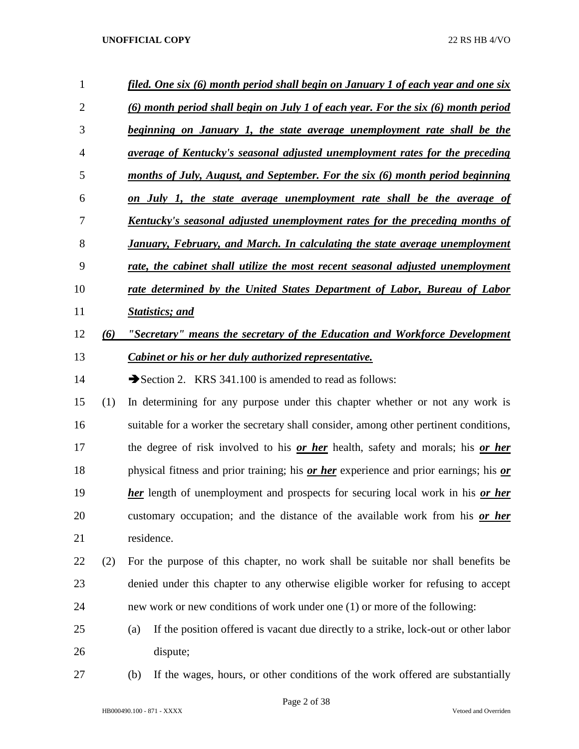***filed. One six (6) month period shall begin on January 1 of each year and one six (6) month period shall begin on July 1 of each year. For the six (6) month period beginning on January 1, the state average unemployment rate shall be the average of Kentucky's seasonal adjusted unemployment rates for the preceding months of July, August, and September. For the six (6) month period beginning on July 1, the state average unemployment rate shall be the average of Kentucky's seasonal adjusted unemployment rates for the preceding months of January, February, and March. In calculating the state average unemployment rate, the cabinet shall utilize the most recent seasonal adjusted unemployment rate determined by the United States Department of Labor, Bureau of Labor Statistics; and***

***(6) "Secretary" means the secretary of the Education and Workforce Development Cabinet or his or her duly authorized representative.***

➔Section 2. KRS 341.100 is amended to read as follows:

(1) In determining for any purpose under this chapter whether or not any work is suitable for a worker the secretary shall consider, among other pertinent conditions, the degree of risk involved to his ***or her*** health, safety and morals; his ***or her*** physical fitness and prior training; his ***or her*** experience and prior earnings; his ***or her*** length of unemployment and prospects for securing local work in his ***or her*** customary occupation; and the distance of the available work from his ***or her*** residence.

(2) For the purpose of this chapter, no work shall be suitable nor shall benefits be denied under this chapter to any otherwise eligible worker for refusing to accept new work or new conditions of work under one (1) or more of the following:

(a) If the position offered is vacant due directly to a strike, lock-out or other labor dispute;

(b) If the wages, hours, or other conditions of the work offered are substantially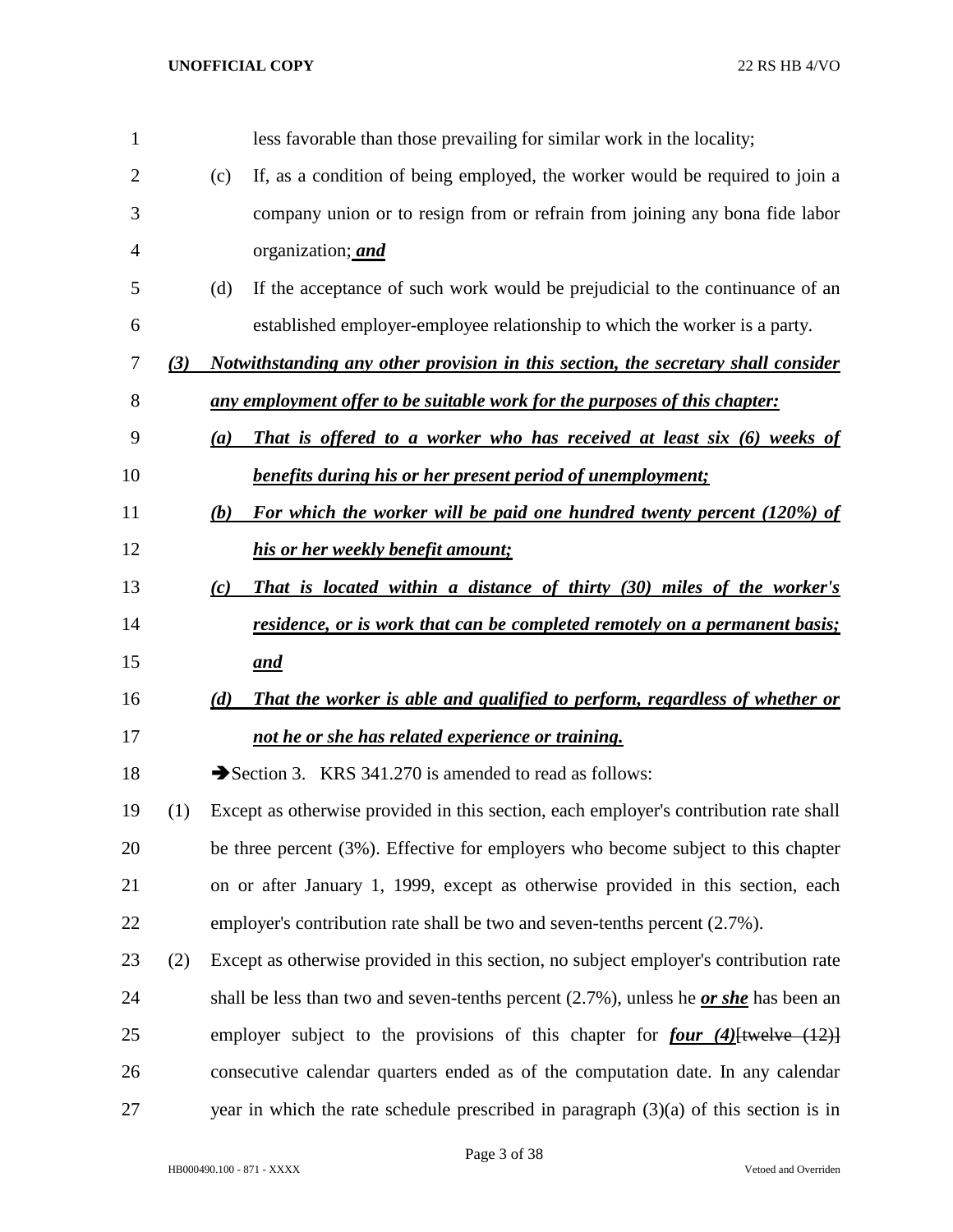less favorable than those prevailing for similar work in the locality;

(c) If, as a condition of being employed, the worker would be required to join a company union or to resign from or refrain from joining any bona fide labor organization; ***and***

(d) If the acceptance of such work would be prejudicial to the continuance of an established employer-employee relationship to which the worker is a party.

***(3) Notwithstanding any other provision in this section, the secretary shall consider any employment offer to be suitable work for the purposes of this chapter:***

***(a) That is offered to a worker who has received at least six (6) weeks of benefits during his or her present period of unemployment;***

***(b) For which the worker will be paid one hundred twenty percent (120%) of his or her weekly benefit amount;***

***(c) That is located within a distance of thirty (30) miles of the worker's residence, or is work that can be completed remotely on a permanent basis; and***

***(d) That the worker is able and qualified to perform, regardless of whether or not he or she has related experience or training.***

➔Section 3. KRS 341.270 is amended to read as follows:

(1) Except as otherwise provided in this section, each employer's contribution rate shall be three percent (3%). Effective for employers who become subject to this chapter on or after January 1, 1999, except as otherwise provided in this section, each employer's contribution rate shall be two and seven-tenths percent (2.7%).

(2) Except as otherwise provided in this section, no subject employer's contribution rate shall be less than two and seven-tenths percent (2.7%), unless he ***or she*** has been an employer subject to the provisions of this chapter for ***four (4)***~~[twelve (12)]~~ consecutive calendar quarters ended as of the computation date. In any calendar year in which the rate schedule prescribed in paragraph (3)(a) of this section is in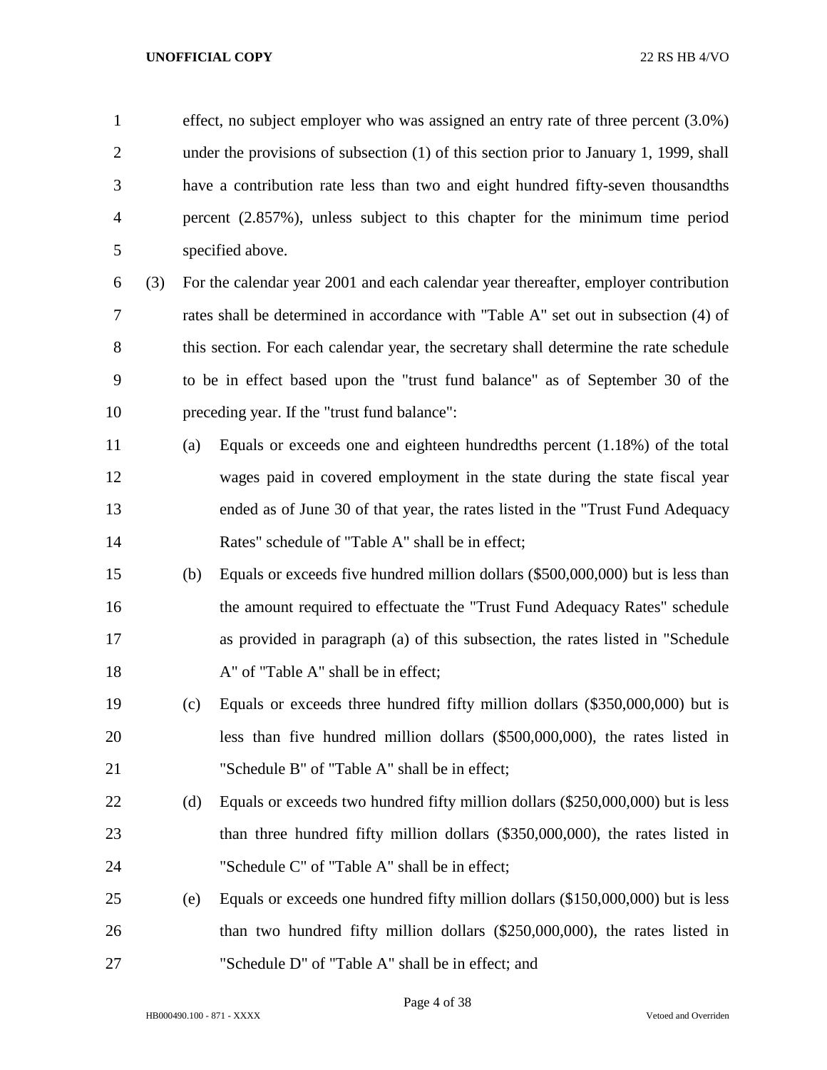effect, no subject employer who was assigned an entry rate of three percent (3.0%) under the provisions of subsection (1) of this section prior to January 1, 1999, shall have a contribution rate less than two and eight hundred fifty-seven thousandths percent (2.857%), unless subject to this chapter for the minimum time period specified above.

(3) For the calendar year 2001 and each calendar year thereafter, employer contribution rates shall be determined in accordance with "Table A" set out in subsection (4) of this section. For each calendar year, the secretary shall determine the rate schedule to be in effect based upon the "trust fund balance" as of September 30 of the preceding year. If the "trust fund balance":

(a) Equals or exceeds one and eighteen hundredths percent (1.18%) of the total wages paid in covered employment in the state during the state fiscal year ended as of June 30 of that year, the rates listed in the "Trust Fund Adequacy Rates" schedule of "Table A" shall be in effect;

(b) Equals or exceeds five hundred million dollars ($500,000,000) but is less than the amount required to effectuate the "Trust Fund Adequacy Rates" schedule as provided in paragraph (a) of this subsection, the rates listed in "Schedule A" of "Table A" shall be in effect;

(c) Equals or exceeds three hundred fifty million dollars ($350,000,000) but is less than five hundred million dollars ($500,000,000), the rates listed in "Schedule B" of "Table A" shall be in effect;

(d) Equals or exceeds two hundred fifty million dollars ($250,000,000) but is less than three hundred fifty million dollars ($350,000,000), the rates listed in "Schedule C" of "Table A" shall be in effect;

(e) Equals or exceeds one hundred fifty million dollars ($150,000,000) but is less than two hundred fifty million dollars ($250,000,000), the rates listed in "Schedule D" of "Table A" shall be in effect; and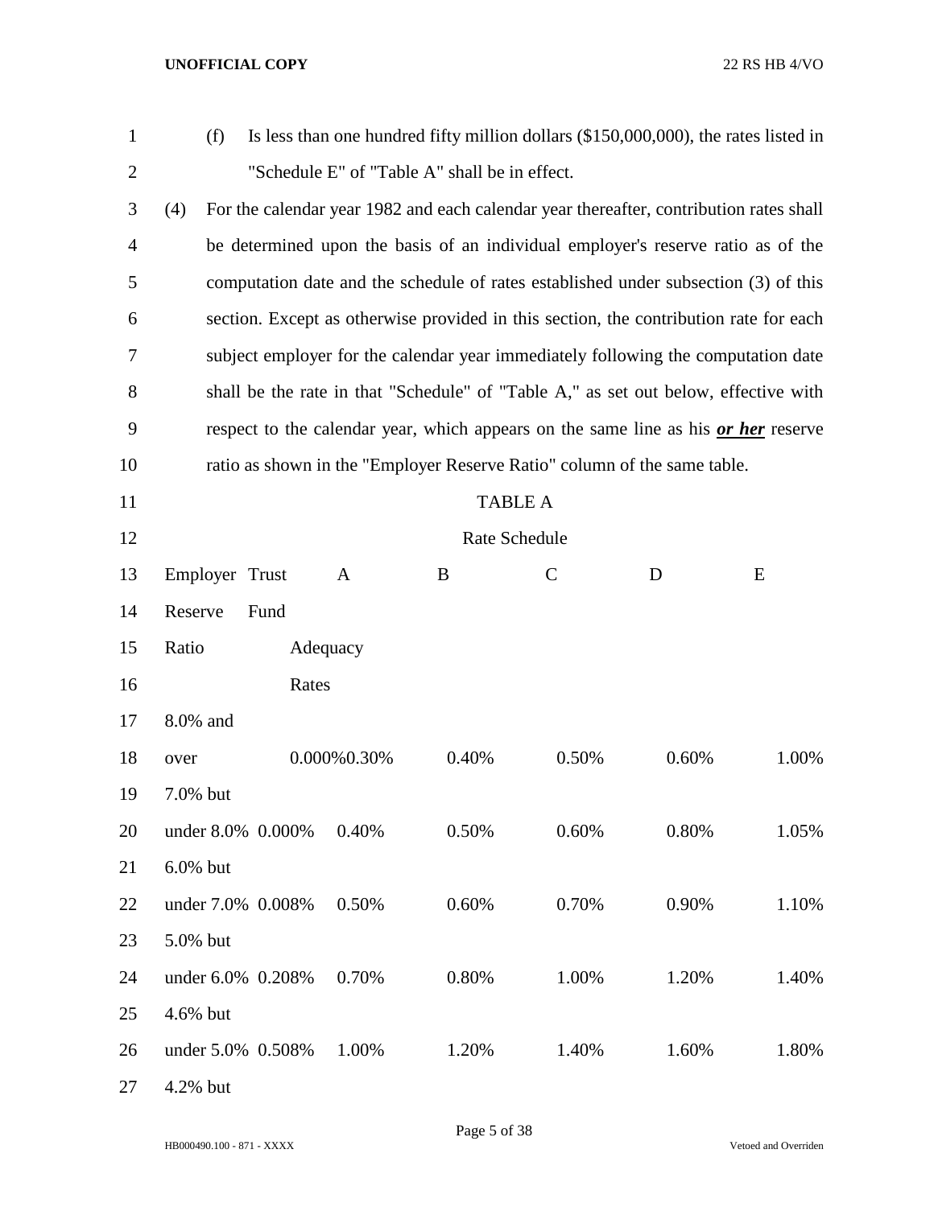(f) Is less than one hundred fifty million dollars ($150,000,000), the rates listed in "Schedule E" of "Table A" shall be in effect.

(4) For the calendar year 1982 and each calendar year thereafter, contribution rates shall be determined upon the basis of an individual employer's reserve ratio as of the computation date and the schedule of rates established under subsection (3) of this section. Except as otherwise provided in this section, the contribution rate for each subject employer for the calendar year immediately following the computation date shall be the rate in that "Schedule" of "Table A," as set out below, effective with respect to the calendar year, which appears on the same line as his ***or her*** reserve ratio as shown in the "Employer Reserve Ratio" column of the same table.

TABLE A

Rate Schedule

| Employer Reserve Ratio | Trust Fund Adequacy Rates | A | B | C | D | E |
|---|---|---|---|---|---|---|
| 8.0% and over | 0.000% | 0.30% | 0.40% | 0.50% | 0.60% | 1.00% |
| 7.0% but under 8.0% | 0.000% | 0.40% | 0.50% | 0.60% | 0.80% | 1.05% |
| 6.0% but under 7.0% | 0.008% | 0.50% | 0.60% | 0.70% | 0.90% | 1.10% |
| 5.0% but under 6.0% | 0.208% | 0.70% | 0.80% | 1.00% | 1.20% | 1.40% |
| 4.6% but under 5.0% | 0.508% | 1.00% | 1.20% | 1.40% | 1.60% | 1.80% |
| 4.2% but | | | | | | |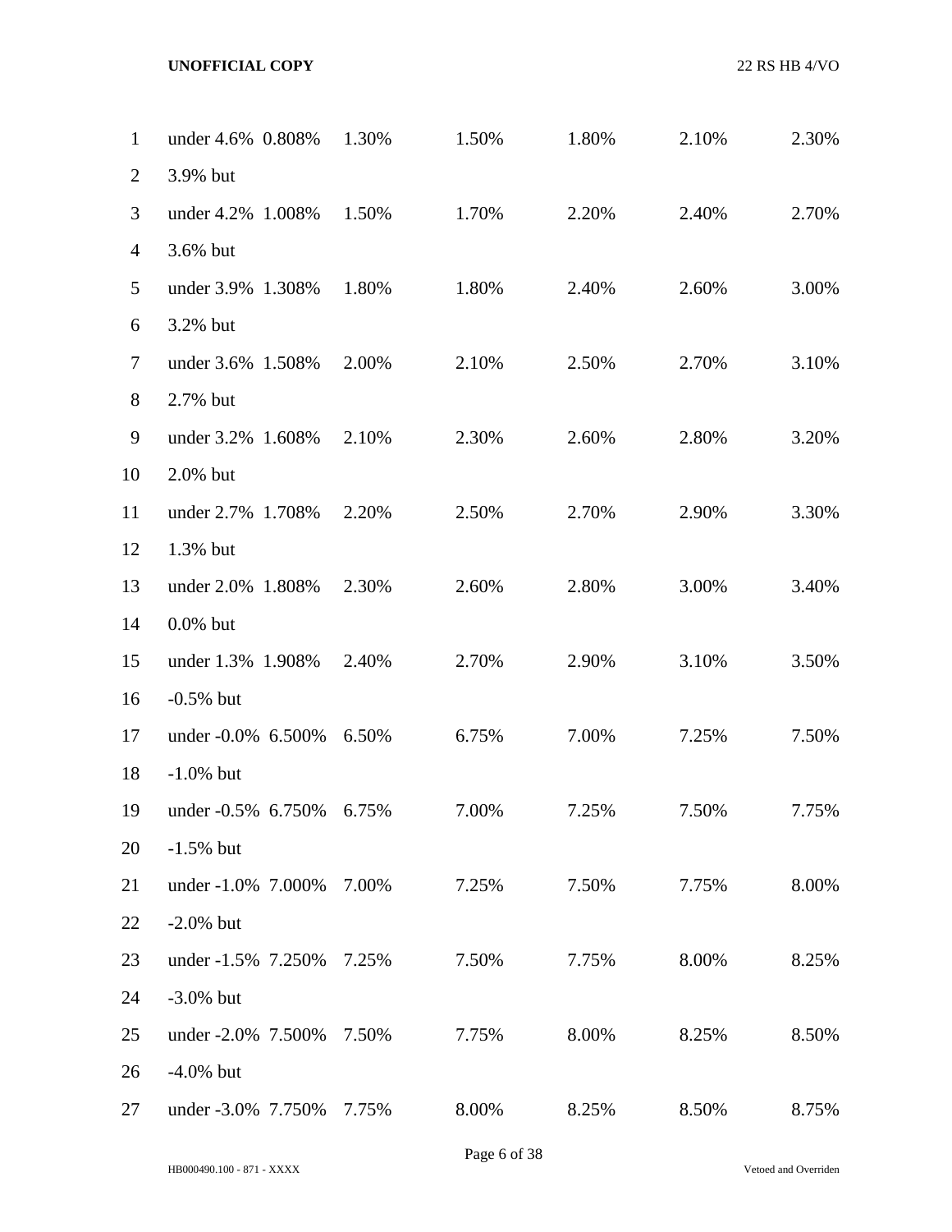| | | | | | | |
|---|---|---|---|---|---|---|
| under 4.6% | 0.808% | 1.30% | 1.50% | 1.80% | 2.10% | 2.30% |
| 3.9% but under 4.2% | 1.008% | 1.50% | 1.70% | 2.20% | 2.40% | 2.70% |
| 3.6% but under 3.9% | 1.308% | 1.80% | 1.80% | 2.40% | 2.60% | 3.00% |
| 3.2% but under 3.6% | 1.508% | 2.00% | 2.10% | 2.50% | 2.70% | 3.10% |
| 2.7% but under 3.2% | 1.608% | 2.10% | 2.30% | 2.60% | 2.80% | 3.20% |
| 2.0% but under 2.7% | 1.708% | 2.20% | 2.50% | 2.70% | 2.90% | 3.30% |
| 1.3% but under 2.0% | 1.808% | 2.30% | 2.60% | 2.80% | 3.00% | 3.40% |
| 0.0% but under 1.3% | 1.908% | 2.40% | 2.70% | 2.90% | 3.10% | 3.50% |
| -0.5% but under -0.0% | 6.500% | 6.50% | 6.75% | 7.00% | 7.25% | 7.50% |
| -1.0% but under -0.5% | 6.750% | 6.75% | 7.00% | 7.25% | 7.50% | 7.75% |
| -1.5% but under -1.0% | 7.000% | 7.00% | 7.25% | 7.50% | 7.75% | 8.00% |
| -2.0% but under -1.5% | 7.250% | 7.25% | 7.50% | 7.75% | 8.00% | 8.25% |
| -3.0% but under -2.0% | 7.500% | 7.50% | 7.75% | 8.00% | 8.25% | 8.50% |
| -4.0% but under -3.0% | 7.750% | 7.75% | 8.00% | 8.25% | 8.50% | 8.75% |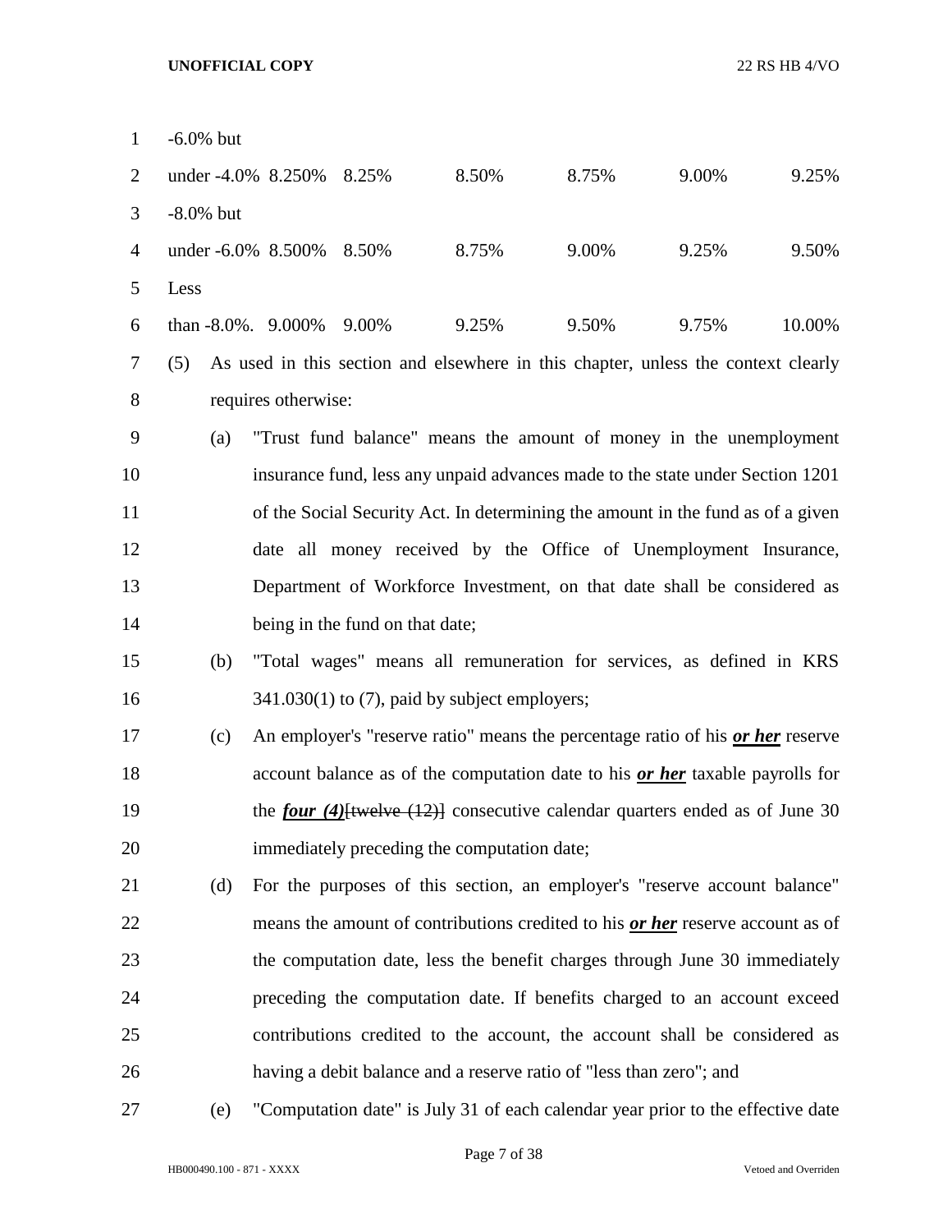| | | | | | | |
|---|---|---|---|---|---|---|
| -6.0% but under -4.0% | 8.250% | 8.25% | 8.50% | 8.75% | 9.00% | 9.25% |
| -8.0% but under -6.0% | 8.500% | 8.50% | 8.75% | 9.00% | 9.25% | 9.50% |
| Less than -8.0%. | 9.000% | 9.00% | 9.25% | 9.50% | 9.75% | 10.00% |

(5) As used in this section and elsewhere in this chapter, unless the context clearly requires otherwise:

(a) "Trust fund balance" means the amount of money in the unemployment insurance fund, less any unpaid advances made to the state under Section 1201 of the Social Security Act. In determining the amount in the fund as of a given date all money received by the Office of Unemployment Insurance, Department of Workforce Investment, on that date shall be considered as being in the fund on that date;

(b) "Total wages" means all remuneration for services, as defined in KRS 341.030(1) to (7), paid by subject employers;

(c) An employer's "reserve ratio" means the percentage ratio of his ***or her*** reserve account balance as of the computation date to his ***or her*** taxable payrolls for the ***four (4)***~~[twelve (12)]~~ consecutive calendar quarters ended as of June 30 immediately preceding the computation date;

(d) For the purposes of this section, an employer's "reserve account balance" means the amount of contributions credited to his ***or her*** reserve account as of the computation date, less the benefit charges through June 30 immediately preceding the computation date. If benefits charged to an account exceed contributions credited to the account, the account shall be considered as having a debit balance and a reserve ratio of "less than zero"; and

(e) "Computation date" is July 31 of each calendar year prior to the effective date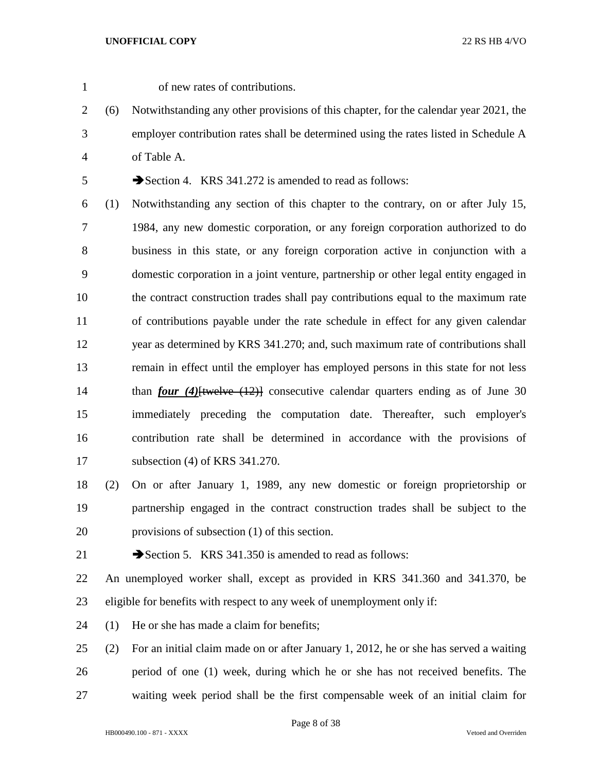of new rates of contributions.

(6) Notwithstanding any other provisions of this chapter, for the calendar year 2021, the employer contribution rates shall be determined using the rates listed in Schedule A of Table A.

➔Section 4. KRS 341.272 is amended to read as follows:

(1) Notwithstanding any section of this chapter to the contrary, on or after July 15, 1984, any new domestic corporation, or any foreign corporation authorized to do business in this state, or any foreign corporation active in conjunction with a domestic corporation in a joint venture, partnership or other legal entity engaged in the contract construction trades shall pay contributions equal to the maximum rate of contributions payable under the rate schedule in effect for any given calendar year as determined by KRS 341.270; and, such maximum rate of contributions shall remain in effect until the employer has employed persons in this state for not less than ***four (4)***~~[twelve (12)]~~ consecutive calendar quarters ending as of June 30 immediately preceding the computation date. Thereafter, such employer's contribution rate shall be determined in accordance with the provisions of subsection (4) of KRS 341.270.

(2) On or after January 1, 1989, any new domestic or foreign proprietorship or partnership engaged in the contract construction trades shall be subject to the provisions of subsection (1) of this section.

➔Section 5. KRS 341.350 is amended to read as follows:

An unemployed worker shall, except as provided in KRS 341.360 and 341.370, be eligible for benefits with respect to any week of unemployment only if:

(1) He or she has made a claim for benefits;

(2) For an initial claim made on or after January 1, 2012, he or she has served a waiting period of one (1) week, during which he or she has not received benefits. The waiting week period shall be the first compensable week of an initial claim for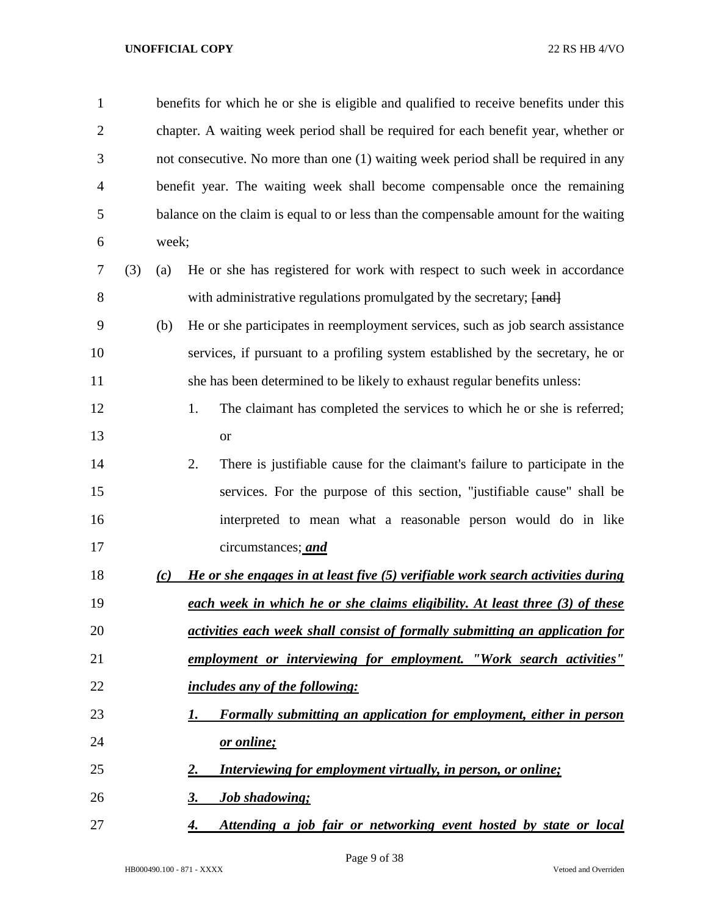benefits for which he or she is eligible and qualified to receive benefits under this chapter. A waiting week period shall be required for each benefit year, whether or not consecutive. No more than one (1) waiting week period shall be required in any benefit year. The waiting week shall become compensable once the remaining balance on the claim is equal to or less than the compensable amount for the waiting week;

(3) (a) He or she has registered for work with respect to such week in accordance with administrative regulations promulgated by the secretary; ~~[and]~~

(b) He or she participates in reemployment services, such as job search assistance services, if pursuant to a profiling system established by the secretary, he or she has been determined to be likely to exhaust regular benefits unless:

1. The claimant has completed the services to which he or she is referred; or

2. There is justifiable cause for the claimant's failure to participate in the services. For the purpose of this section, "justifiable cause" shall be interpreted to mean what a reasonable person would do in like circumstances; ***and***

***(c) He or she engages in at least five (5) verifiable work search activities during each week in which he or she claims eligibility. At least three (3) of these activities each week shall consist of formally submitting an application for employment or interviewing for employment. "Work search activities" includes any of the following:***

***1. Formally submitting an application for employment, either in person or online;***

***2. Interviewing for employment virtually, in person, or online;***

***3. Job shadowing;***

***4. Attending a job fair or networking event hosted by state or local***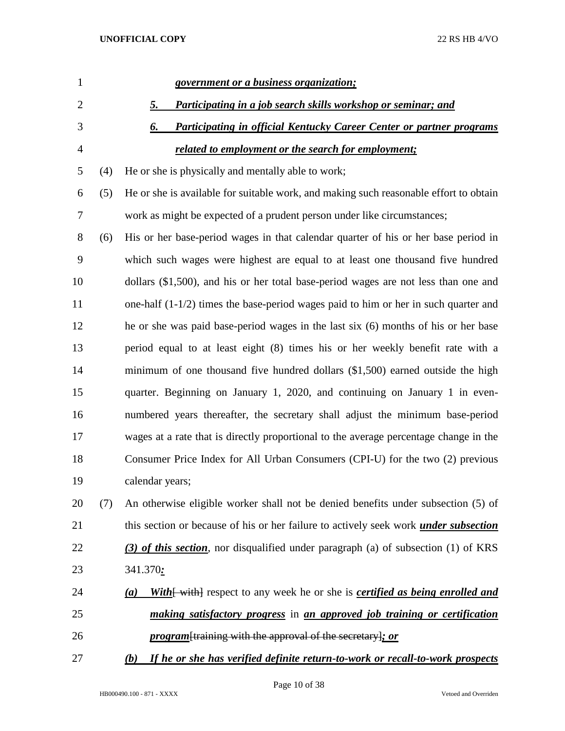*government or a business organization;*

*5. Participating in a job search skills workshop or seminar; and*

*6. Participating in official Kentucky Career Center or partner programs related to employment or the search for employment;*

(4) He or she is physically and mentally able to work;

(5) He or she is available for suitable work, and making such reasonable effort to obtain work as might be expected of a prudent person under like circumstances;

(6) His or her base-period wages in that calendar quarter of his or her base period in which such wages were highest are equal to at least one thousand five hundred dollars ($1,500), and his or her total base-period wages are not less than one and one-half (1-1/2) times the base-period wages paid to him or her in such quarter and he or she was paid base-period wages in the last six (6) months of his or her base period equal to at least eight (8) times his or her weekly benefit rate with a minimum of one thousand five hundred dollars ($1,500) earned outside the high quarter. Beginning on January 1, 2020, and continuing on January 1 in even-numbered years thereafter, the secretary shall adjust the minimum base-period wages at a rate that is directly proportional to the average percentage change in the Consumer Price Index for All Urban Consumers (CPI-U) for the two (2) previous calendar years;

(7) An otherwise eligible worker shall not be denied benefits under subsection (5) of this section or because of his or her failure to actively seek work ***under subsection (3) of this section***, nor disqualified under paragraph (a) of subsection (1) of KRS 341.370***:***

*(a) With*~~[ with]~~ respect to any week he or she is ***certified as being enrolled and making satisfactory progress*** in ***an approved job training or certification program***~~[training with the approval of the secretary]~~***; or***

*(b) If he or she has verified definite return-to-work or recall-to-work prospects*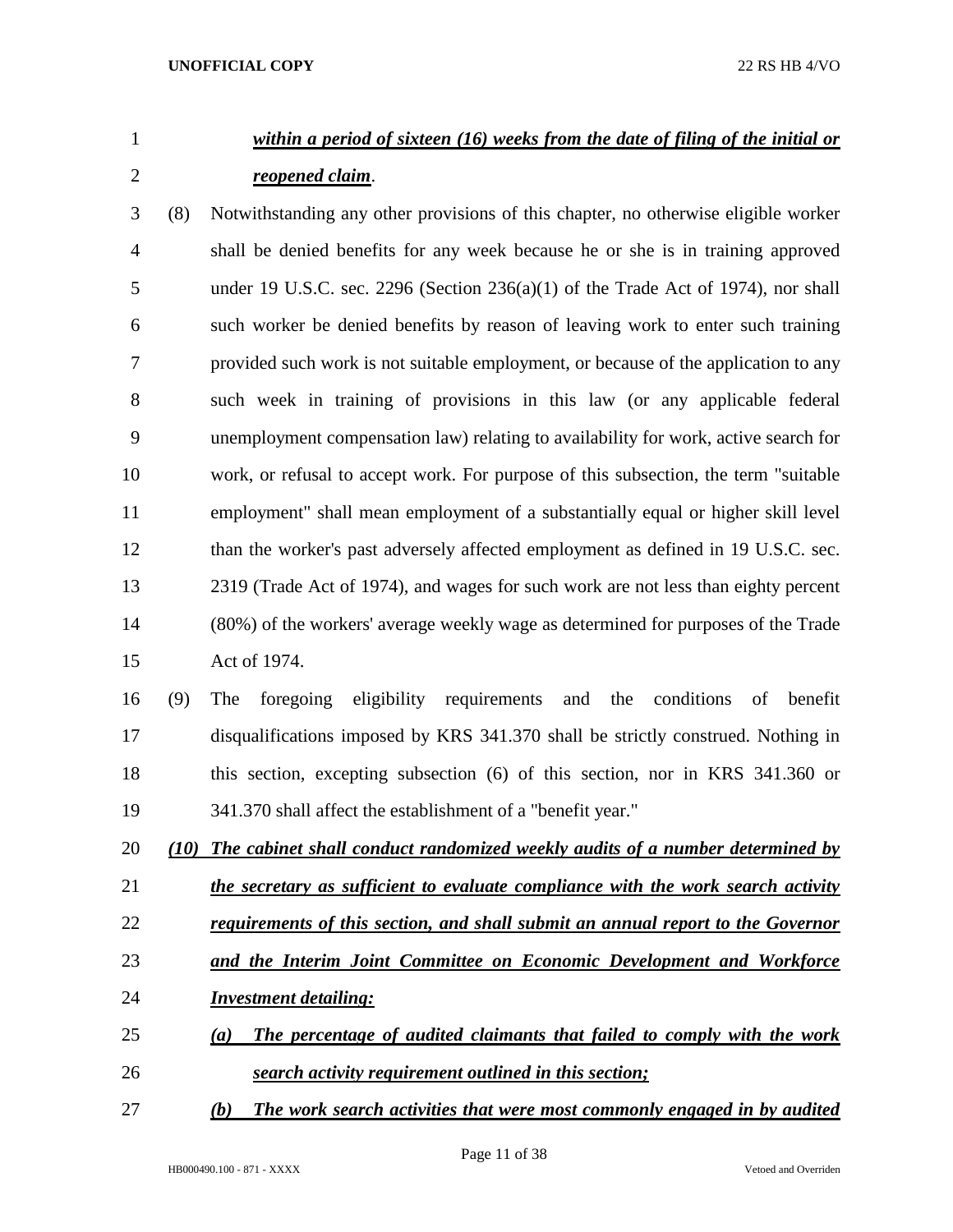***within a period of sixteen (16) weeks from the date of filing of the initial or reopened claim***.

(8) Notwithstanding any other provisions of this chapter, no otherwise eligible worker shall be denied benefits for any week because he or she is in training approved under 19 U.S.C. sec. 2296 (Section 236(a)(1) of the Trade Act of 1974), nor shall such worker be denied benefits by reason of leaving work to enter such training provided such work is not suitable employment, or because of the application to any such week in training of provisions in this law (or any applicable federal unemployment compensation law) relating to availability for work, active search for work, or refusal to accept work. For purpose of this subsection, the term "suitable employment" shall mean employment of a substantially equal or higher skill level than the worker's past adversely affected employment as defined in 19 U.S.C. sec. 2319 (Trade Act of 1974), and wages for such work are not less than eighty percent (80%) of the workers' average weekly wage as determined for purposes of the Trade Act of 1974.

(9) The foregoing eligibility requirements and the conditions of benefit disqualifications imposed by KRS 341.370 shall be strictly construed. Nothing in this section, excepting subsection (6) of this section, nor in KRS 341.360 or 341.370 shall affect the establishment of a "benefit year."

***(10) The cabinet shall conduct randomized weekly audits of a number determined by the secretary as sufficient to evaluate compliance with the work search activity requirements of this section, and shall submit an annual report to the Governor and the Interim Joint Committee on Economic Development and Workforce Investment detailing:***

***(a) The percentage of audited claimants that failed to comply with the work search activity requirement outlined in this section;***

***(b) The work search activities that were most commonly engaged in by audited***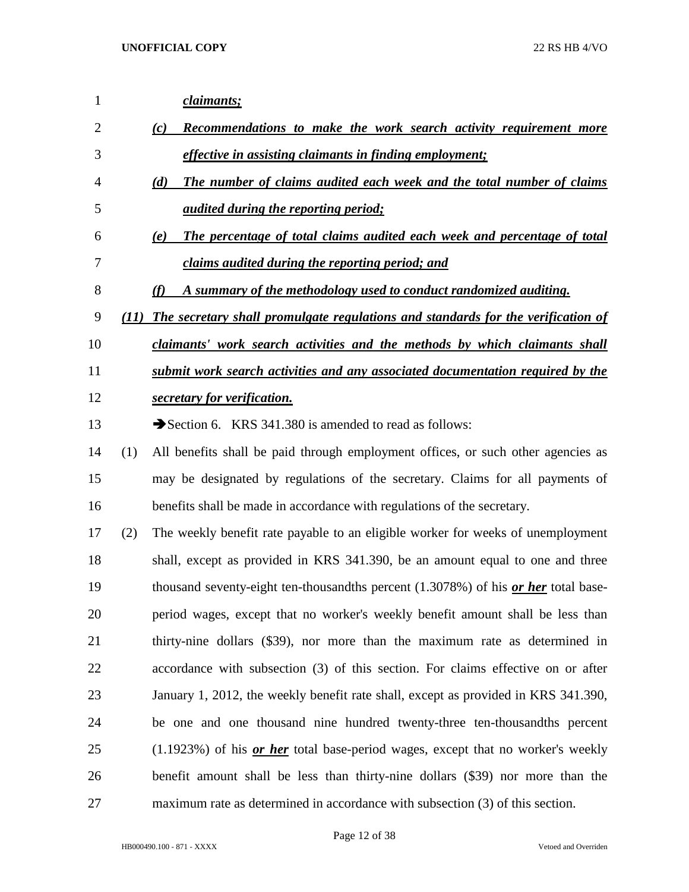*claimants;*

*(c) Recommendations to make the work search activity requirement more effective in assisting claimants in finding employment;*

*(d) The number of claims audited each week and the total number of claims audited during the reporting period;*

*(e) The percentage of total claims audited each week and percentage of total claims audited during the reporting period; and*

*(f) A summary of the methodology used to conduct randomized auditing.*

***(11) The secretary shall promulgate regulations and standards for the verification of claimants' work search activities and the methods by which claimants shall submit work search activities and any associated documentation required by the secretary for verification.***

➔Section 6. KRS 341.380 is amended to read as follows:

(1) All benefits shall be paid through employment offices, or such other agencies as may be designated by regulations of the secretary. Claims for all payments of benefits shall be made in accordance with regulations of the secretary.

(2) The weekly benefit rate payable to an eligible worker for weeks of unemployment shall, except as provided in KRS 341.390, be an amount equal to one and three thousand seventy-eight ten-thousandths percent (1.3078%) of his ***or her*** total base-period wages, except that no worker's weekly benefit amount shall be less than thirty-nine dollars ($39), nor more than the maximum rate as determined in accordance with subsection (3) of this section. For claims effective on or after January 1, 2012, the weekly benefit rate shall, except as provided in KRS 341.390, be one and one thousand nine hundred twenty-three ten-thousandths percent (1.1923%) of his ***or her*** total base-period wages, except that no worker's weekly benefit amount shall be less than thirty-nine dollars ($39) nor more than the maximum rate as determined in accordance with subsection (3) of this section.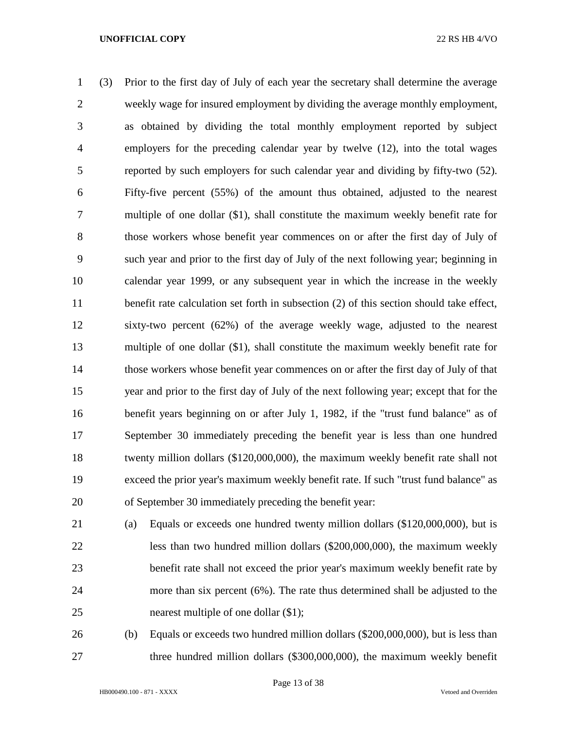(3) Prior to the first day of July of each year the secretary shall determine the average weekly wage for insured employment by dividing the average monthly employment, as obtained by dividing the total monthly employment reported by subject employers for the preceding calendar year by twelve (12), into the total wages reported by such employers for such calendar year and dividing by fifty-two (52). Fifty-five percent (55%) of the amount thus obtained, adjusted to the nearest multiple of one dollar ($1), shall constitute the maximum weekly benefit rate for those workers whose benefit year commences on or after the first day of July of such year and prior to the first day of July of the next following year; beginning in calendar year 1999, or any subsequent year in which the increase in the weekly benefit rate calculation set forth in subsection (2) of this section should take effect, sixty-two percent (62%) of the average weekly wage, adjusted to the nearest multiple of one dollar ($1), shall constitute the maximum weekly benefit rate for those workers whose benefit year commences on or after the first day of July of that year and prior to the first day of July of the next following year; except that for the benefit years beginning on or after July 1, 1982, if the "trust fund balance" as of September 30 immediately preceding the benefit year is less than one hundred twenty million dollars ($120,000,000), the maximum weekly benefit rate shall not exceed the prior year's maximum weekly benefit rate. If such "trust fund balance" as of September 30 immediately preceding the benefit year:

(a) Equals or exceeds one hundred twenty million dollars ($120,000,000), but is less than two hundred million dollars ($200,000,000), the maximum weekly benefit rate shall not exceed the prior year's maximum weekly benefit rate by more than six percent (6%). The rate thus determined shall be adjusted to the nearest multiple of one dollar ($1);

(b) Equals or exceeds two hundred million dollars ($200,000,000), but is less than three hundred million dollars ($300,000,000), the maximum weekly benefit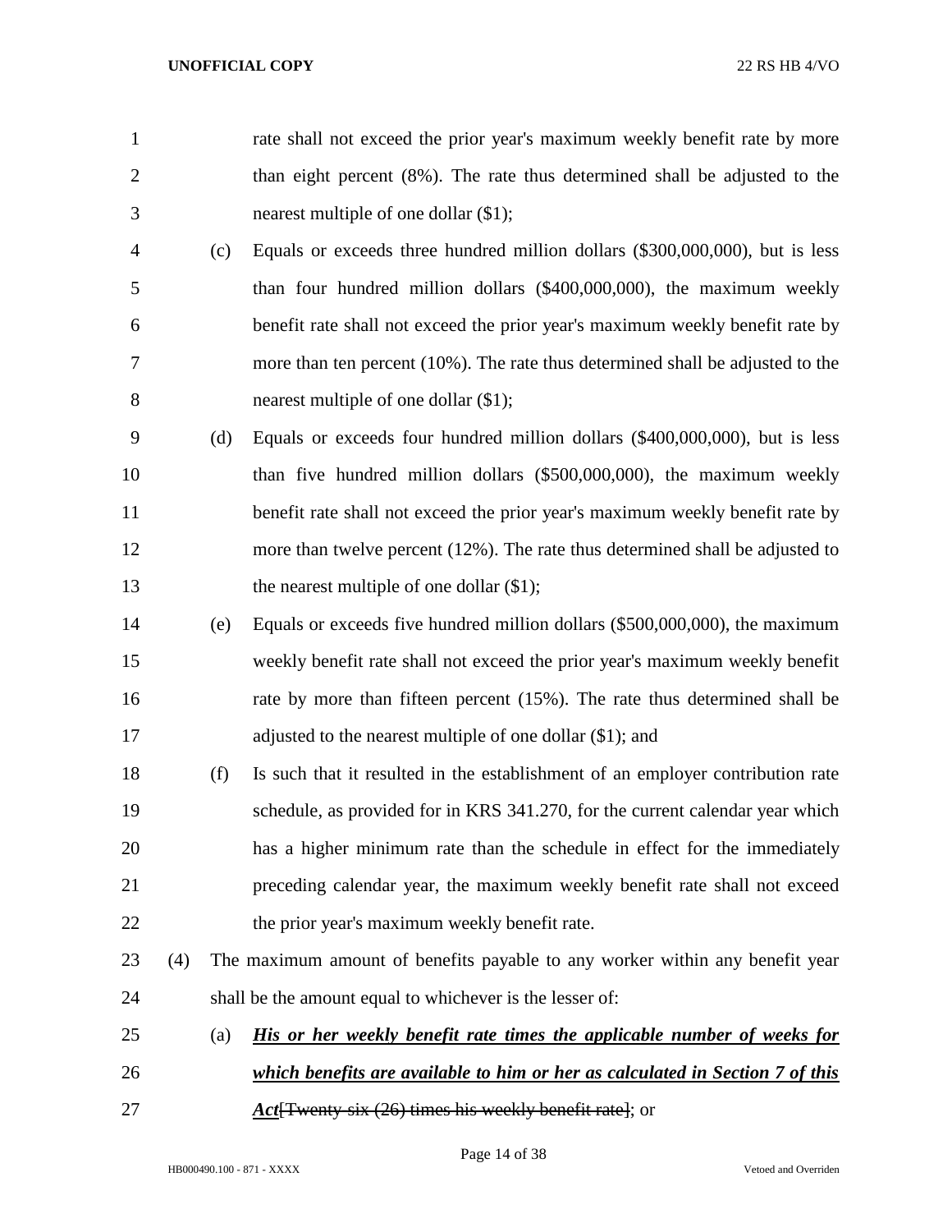rate shall not exceed the prior year's maximum weekly benefit rate by more than eight percent (8%). The rate thus determined shall be adjusted to the nearest multiple of one dollar ($1);

(c) Equals or exceeds three hundred million dollars ($300,000,000), but is less than four hundred million dollars ($400,000,000), the maximum weekly benefit rate shall not exceed the prior year's maximum weekly benefit rate by more than ten percent (10%). The rate thus determined shall be adjusted to the nearest multiple of one dollar ($1);

(d) Equals or exceeds four hundred million dollars ($400,000,000), but is less than five hundred million dollars ($500,000,000), the maximum weekly benefit rate shall not exceed the prior year's maximum weekly benefit rate by more than twelve percent (12%). The rate thus determined shall be adjusted to the nearest multiple of one dollar ($1);

(e) Equals or exceeds five hundred million dollars ($500,000,000), the maximum weekly benefit rate shall not exceed the prior year's maximum weekly benefit rate by more than fifteen percent (15%). The rate thus determined shall be adjusted to the nearest multiple of one dollar ($1); and

(f) Is such that it resulted in the establishment of an employer contribution rate schedule, as provided for in KRS 341.270, for the current calendar year which has a higher minimum rate than the schedule in effect for the immediately preceding calendar year, the maximum weekly benefit rate shall not exceed the prior year's maximum weekly benefit rate.

(4) The maximum amount of benefits payable to any worker within any benefit year shall be the amount equal to whichever is the lesser of:

(a) ***His or her weekly benefit rate times the applicable number of weeks for which benefits are available to him or her as calculated in Section 7 of this Act***~~[Twenty-six (26) times his weekly benefit rate]~~; or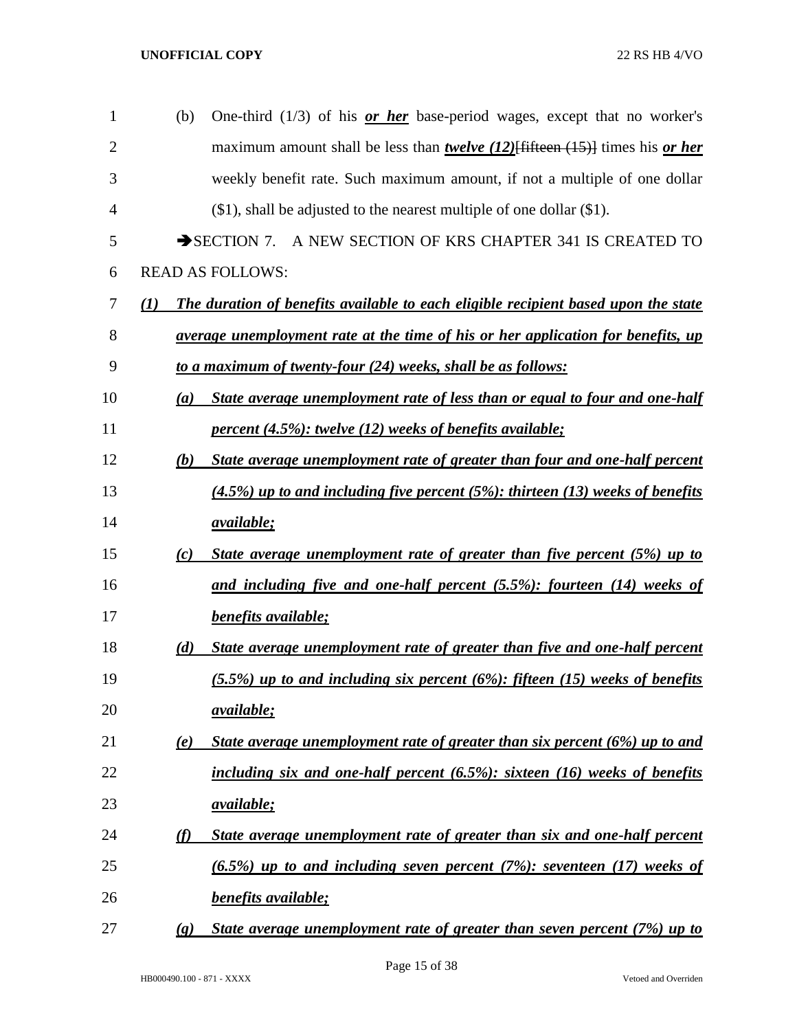(b) One-third (1/3) of his ***or her*** base-period wages, except that no worker's maximum amount shall be less than ***twelve (12)***~~[fifteen (15)]~~ times his ***or her*** weekly benefit rate. Such maximum amount, if not a multiple of one dollar ($1), shall be adjusted to the nearest multiple of one dollar ($1).

➔SECTION 7. A NEW SECTION OF KRS CHAPTER 341 IS CREATED TO READ AS FOLLOWS:

***(1) The duration of benefits available to each eligible recipient based upon the state average unemployment rate at the time of his or her application for benefits, up to a maximum of twenty-four (24) weeks, shall be as follows:***

***(a) State average unemployment rate of less than or equal to four and one-half percent (4.5%): twelve (12) weeks of benefits available;***

***(b) State average unemployment rate of greater than four and one-half percent (4.5%) up to and including five percent (5%): thirteen (13) weeks of benefits available;***

***(c) State average unemployment rate of greater than five percent (5%) up to and including five and one-half percent (5.5%): fourteen (14) weeks of benefits available;***

***(d) State average unemployment rate of greater than five and one-half percent (5.5%) up to and including six percent (6%): fifteen (15) weeks of benefits available;***

***(e) State average unemployment rate of greater than six percent (6%) up to and including six and one-half percent (6.5%): sixteen (16) weeks of benefits available;***

***(f) State average unemployment rate of greater than six and one-half percent (6.5%) up to and including seven percent (7%): seventeen (17) weeks of benefits available;***

***(g) State average unemployment rate of greater than seven percent (7%) up to***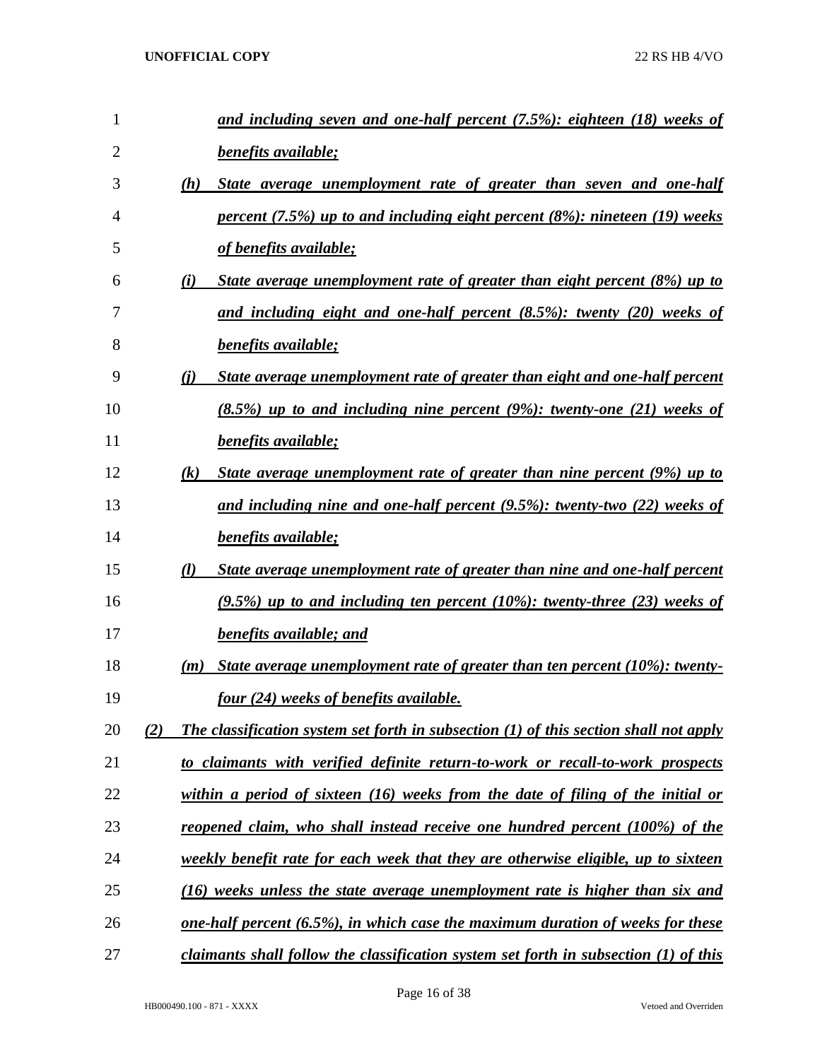***and including seven and one-half percent (7.5%): eighteen (18) weeks of benefits available;***

***(h) State average unemployment rate of greater than seven and one-half percent (7.5%) up to and including eight percent (8%): nineteen (19) weeks of benefits available;***

***(i) State average unemployment rate of greater than eight percent (8%) up to and including eight and one-half percent (8.5%): twenty (20) weeks of benefits available;***

***(j) State average unemployment rate of greater than eight and one-half percent (8.5%) up to and including nine percent (9%): twenty-one (21) weeks of benefits available;***

***(k) State average unemployment rate of greater than nine percent (9%) up to and including nine and one-half percent (9.5%): twenty-two (22) weeks of benefits available;***

***(l) State average unemployment rate of greater than nine and one-half percent (9.5%) up to and including ten percent (10%): twenty-three (23) weeks of benefits available; and***

***(m) State average unemployment rate of greater than ten percent (10%): twenty-four (24) weeks of benefits available.***

***(2) The classification system set forth in subsection (1) of this section shall not apply to claimants with verified definite return-to-work or recall-to-work prospects within a period of sixteen (16) weeks from the date of filing of the initial or reopened claim, who shall instead receive one hundred percent (100%) of the weekly benefit rate for each week that they are otherwise eligible, up to sixteen (16) weeks unless the state average unemployment rate is higher than six and one-half percent (6.5%), in which case the maximum duration of weeks for these claimants shall follow the classification system set forth in subsection (1) of this***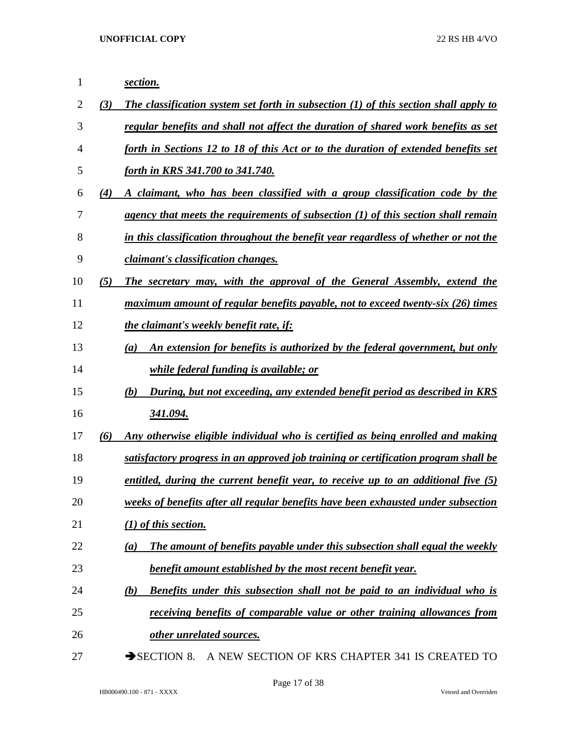***section.***

***(3) The classification system set forth in subsection (1) of this section shall apply to regular benefits and shall not affect the duration of shared work benefits as set forth in Sections 12 to 18 of this Act or to the duration of extended benefits set forth in KRS 341.700 to 341.740.***

***(4) A claimant, who has been classified with a group classification code by the agency that meets the requirements of subsection (1) of this section shall remain in this classification throughout the benefit year regardless of whether or not the claimant's classification changes.***

***(5) The secretary may, with the approval of the General Assembly, extend the maximum amount of regular benefits payable, not to exceed twenty-six (26) times the claimant's weekly benefit rate, if:***

***(a) An extension for benefits is authorized by the federal government, but only while federal funding is available; or***

***(b) During, but not exceeding, any extended benefit period as described in KRS 341.094.***

***(6) Any otherwise eligible individual who is certified as being enrolled and making satisfactory progress in an approved job training or certification program shall be entitled, during the current benefit year, to receive up to an additional five (5) weeks of benefits after all regular benefits have been exhausted under subsection (1) of this section.***

***(a) The amount of benefits payable under this subsection shall equal the weekly benefit amount established by the most recent benefit year.***

***(b) Benefits under this subsection shall not be paid to an individual who is receiving benefits of comparable value or other training allowances from other unrelated sources.***

→SECTION 8. A NEW SECTION OF KRS CHAPTER 341 IS CREATED TO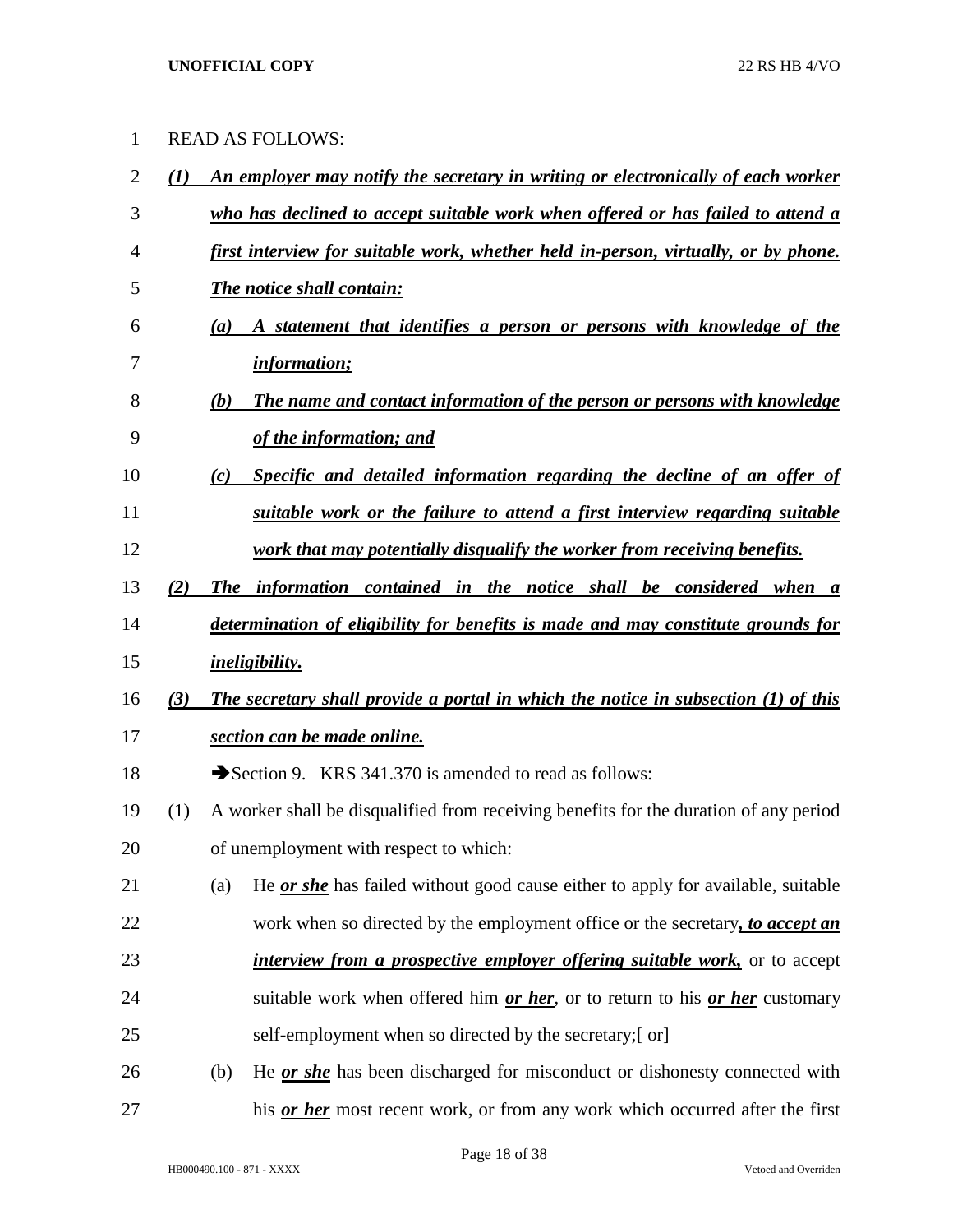READ AS FOLLOWS:

***(1) An employer may notify the secretary in writing or electronically of each worker who has declined to accept suitable work when offered or has failed to attend a first interview for suitable work, whether held in-person, virtually, or by phone. The notice shall contain:***

***(a) A statement that identifies a person or persons with knowledge of the information;***

***(b) The name and contact information of the person or persons with knowledge of the information; and***

***(c) Specific and detailed information regarding the decline of an offer of suitable work or the failure to attend a first interview regarding suitable work that may potentially disqualify the worker from receiving benefits.***

***(2) The information contained in the notice shall be considered when a determination of eligibility for benefits is made and may constitute grounds for ineligibility.***

***(3) The secretary shall provide a portal in which the notice in subsection (1) of this section can be made online.***

➔Section 9. KRS 341.370 is amended to read as follows:

(1) A worker shall be disqualified from receiving benefits for the duration of any period of unemployment with respect to which:

(a) He ***or she*** has failed without good cause either to apply for available, suitable work when so directed by the employment office or the secretary***, to accept an interview from a prospective employer offering suitable work,*** or to accept suitable work when offered him ***or her***, or to return to his ***or her*** customary self-employment when so directed by the secretary;~~[ or]~~

(b) He ***or she*** has been discharged for misconduct or dishonesty connected with his ***or her*** most recent work, or from any work which occurred after the first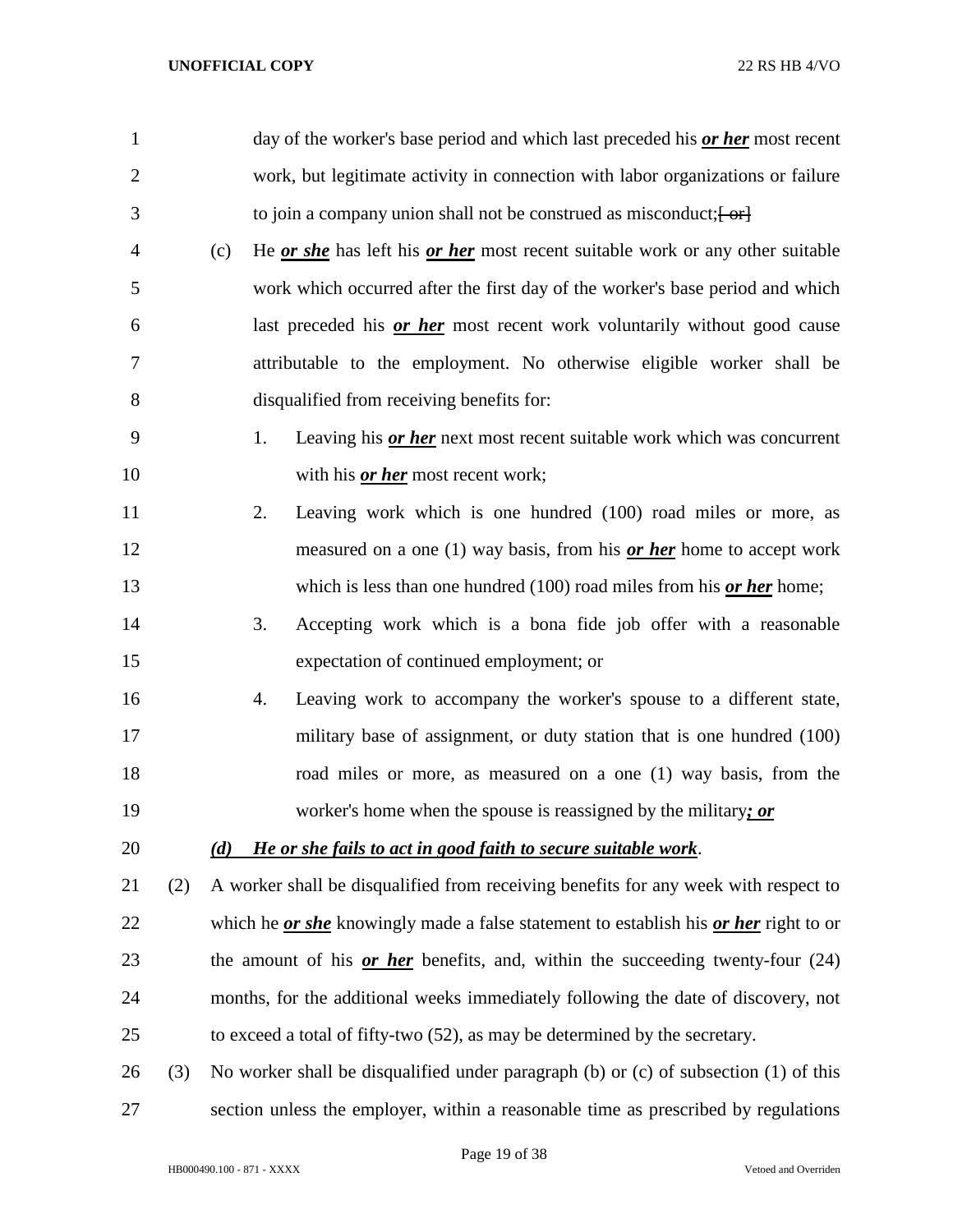day of the worker's base period and which last preceded his ***or her*** most recent work, but legitimate activity in connection with labor organizations or failure to join a company union shall not be construed as misconduct;~~[ or]~~

(c) He ***or she*** has left his ***or her*** most recent suitable work or any other suitable work which occurred after the first day of the worker's base period and which last preceded his ***or her*** most recent work voluntarily without good cause attributable to the employment. No otherwise eligible worker shall be disqualified from receiving benefits for:

1. Leaving his ***or her*** next most recent suitable work which was concurrent with his ***or her*** most recent work;
2. Leaving work which is one hundred (100) road miles or more, as measured on a one (1) way basis, from his ***or her*** home to accept work which is less than one hundred (100) road miles from his ***or her*** home;
3. Accepting work which is a bona fide job offer with a reasonable expectation of continued employment; or
4. Leaving work to accompany the worker's spouse to a different state, military base of assignment, or duty station that is one hundred (100) road miles or more, as measured on a one (1) way basis, from the worker's home when the spouse is reassigned by the military***; or***

***(d) He or she fails to act in good faith to secure suitable work***.

(2) A worker shall be disqualified from receiving benefits for any week with respect to which he ***or she*** knowingly made a false statement to establish his ***or her*** right to or the amount of his ***or her*** benefits, and, within the succeeding twenty-four (24) months, for the additional weeks immediately following the date of discovery, not to exceed a total of fifty-two (52), as may be determined by the secretary.

(3) No worker shall be disqualified under paragraph (b) or (c) of subsection (1) of this section unless the employer, within a reasonable time as prescribed by regulations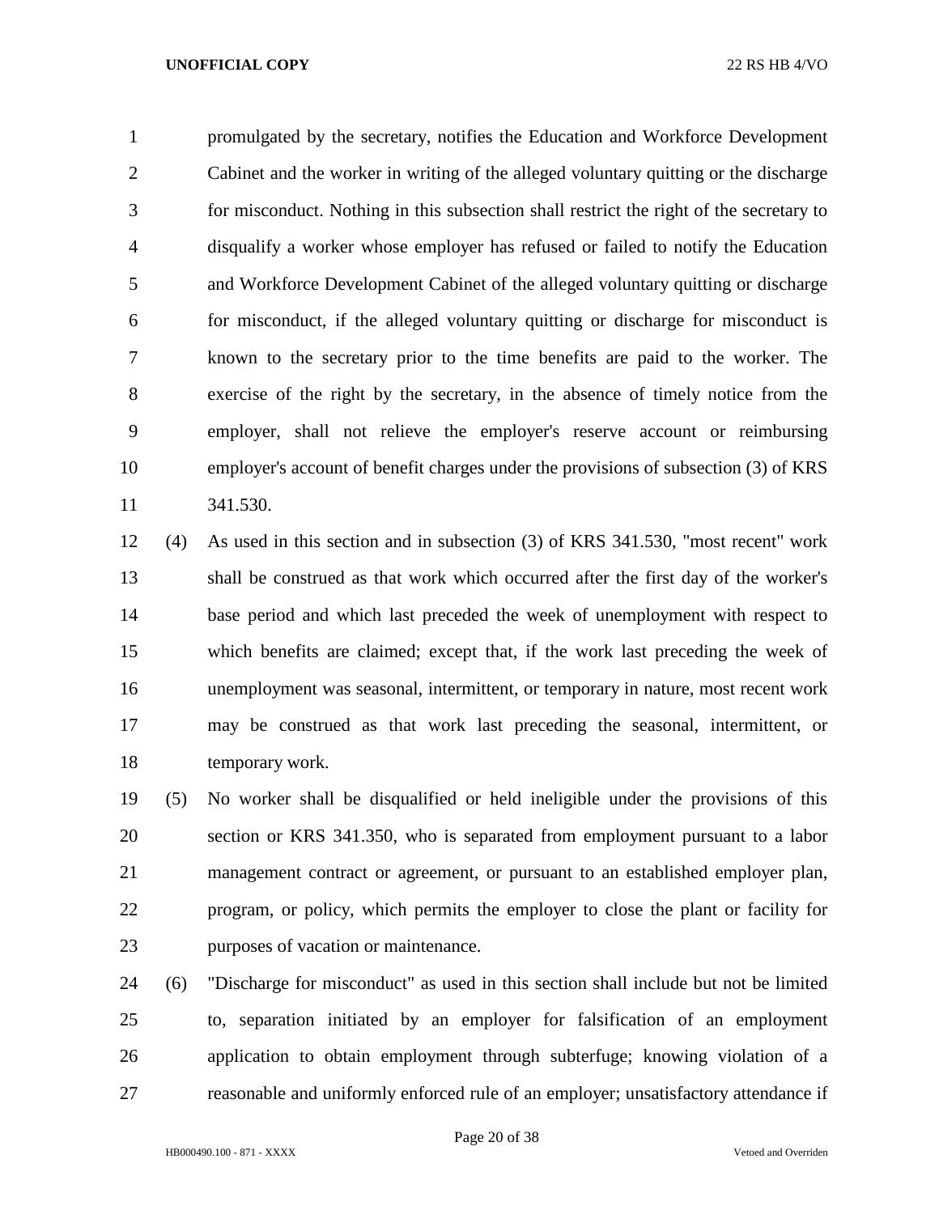promulgated by the secretary, notifies the Education and Workforce Development Cabinet and the worker in writing of the alleged voluntary quitting or the discharge for misconduct. Nothing in this subsection shall restrict the right of the secretary to disqualify a worker whose employer has refused or failed to notify the Education and Workforce Development Cabinet of the alleged voluntary quitting or discharge for misconduct, if the alleged voluntary quitting or discharge for misconduct is known to the secretary prior to the time benefits are paid to the worker. The exercise of the right by the secretary, in the absence of timely notice from the employer, shall not relieve the employer's reserve account or reimbursing employer's account of benefit charges under the provisions of subsection (3) of KRS 341.530.

(4) As used in this section and in subsection (3) of KRS 341.530, "most recent" work shall be construed as that work which occurred after the first day of the worker's base period and which last preceded the week of unemployment with respect to which benefits are claimed; except that, if the work last preceding the week of unemployment was seasonal, intermittent, or temporary in nature, most recent work may be construed as that work last preceding the seasonal, intermittent, or temporary work.

(5) No worker shall be disqualified or held ineligible under the provisions of this section or KRS 341.350, who is separated from employment pursuant to a labor management contract or agreement, or pursuant to an established employer plan, program, or policy, which permits the employer to close the plant or facility for purposes of vacation or maintenance.

(6) "Discharge for misconduct" as used in this section shall include but not be limited to, separation initiated by an employer for falsification of an employment application to obtain employment through subterfuge; knowing violation of a reasonable and uniformly enforced rule of an employer; unsatisfactory attendance if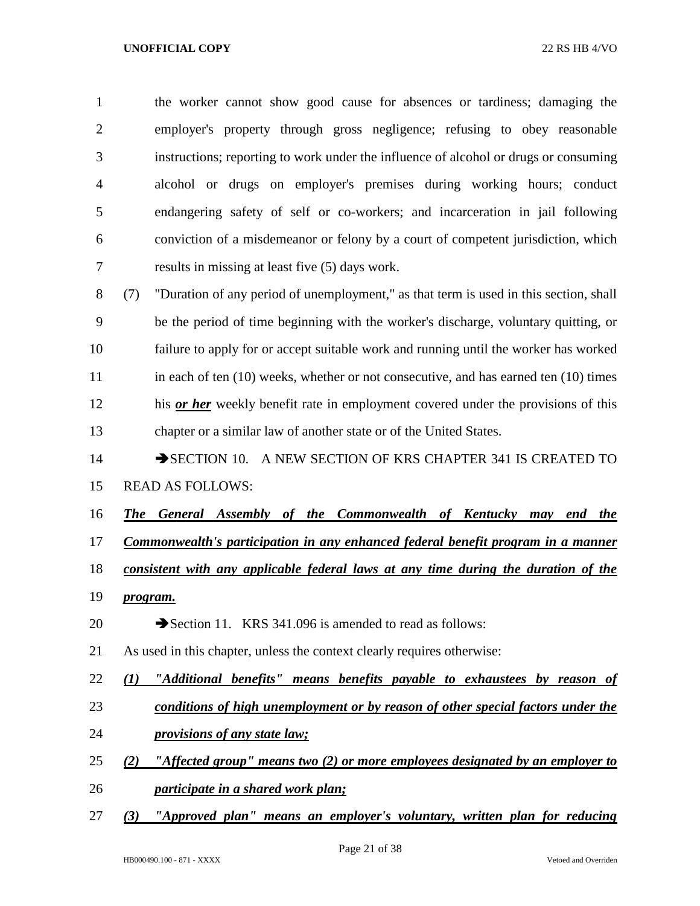the worker cannot show good cause for absences or tardiness; damaging the employer's property through gross negligence; refusing to obey reasonable instructions; reporting to work under the influence of alcohol or drugs or consuming alcohol or drugs on employer's premises during working hours; conduct endangering safety of self or co-workers; and incarceration in jail following conviction of a misdemeanor or felony by a court of competent jurisdiction, which results in missing at least five (5) days work.

(7) "Duration of any period of unemployment," as that term is used in this section, shall be the period of time beginning with the worker's discharge, voluntary quitting, or failure to apply for or accept suitable work and running until the worker has worked in each of ten (10) weeks, whether or not consecutive, and has earned ten (10) times his ***or her*** weekly benefit rate in employment covered under the provisions of this chapter or a similar law of another state or of the United States.

➔SECTION 10. A NEW SECTION OF KRS CHAPTER 341 IS CREATED TO READ AS FOLLOWS:

***The General Assembly of the Commonwealth of Kentucky may end the Commonwealth's participation in any enhanced federal benefit program in a manner consistent with any applicable federal laws at any time during the duration of the program.***

➔Section 11. KRS 341.096 is amended to read as follows:

As used in this chapter, unless the context clearly requires otherwise:

***(1) "Additional benefits" means benefits payable to exhaustees by reason of conditions of high unemployment or by reason of other special factors under the provisions of any state law;***

***(2) "Affected group" means two (2) or more employees designated by an employer to participate in a shared work plan;***

***(3) "Approved plan" means an employer's voluntary, written plan for reducing***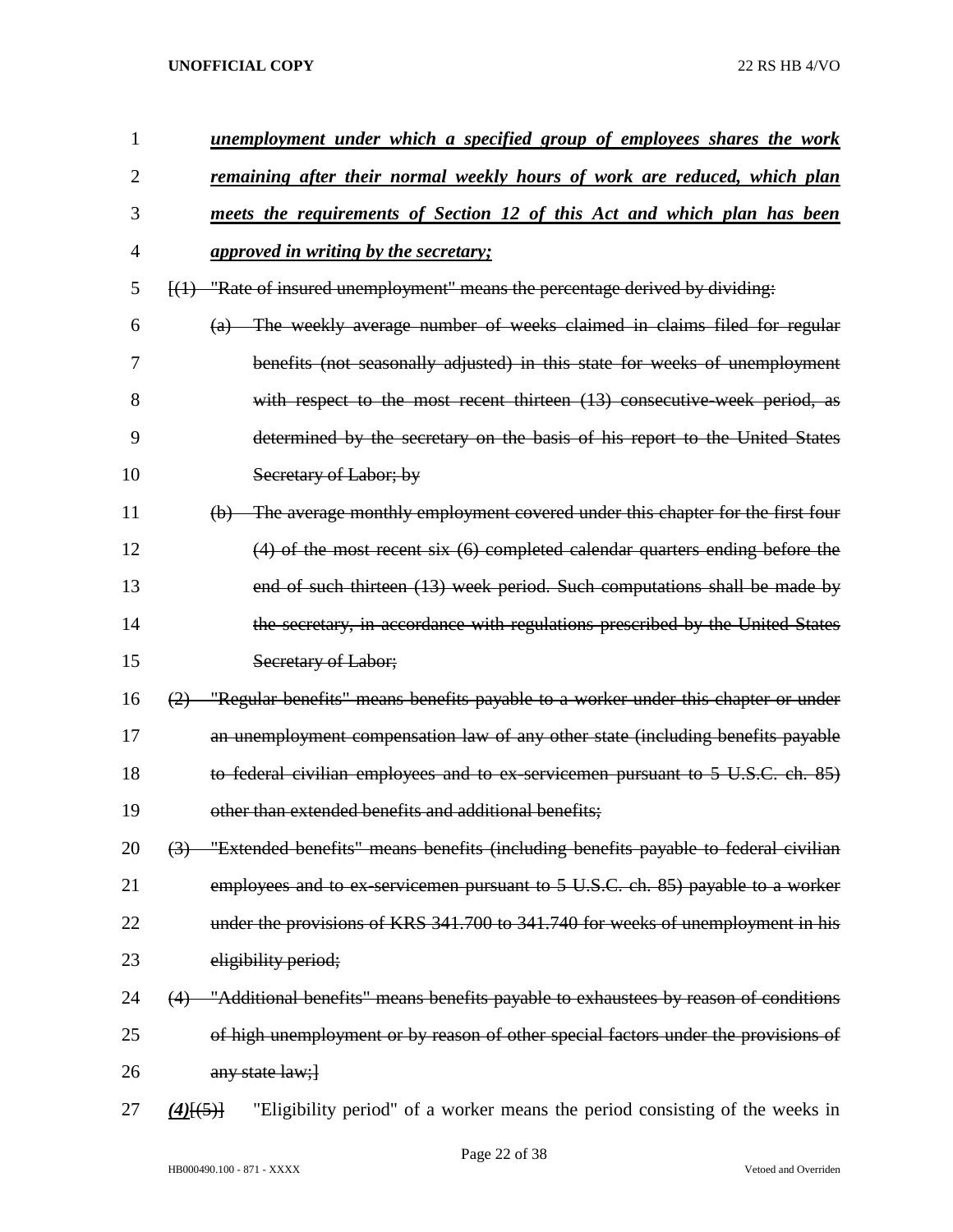***unemployment under which a specified group of employees shares the work remaining after their normal weekly hours of work are reduced, which plan meets the requirements of Section 12 of this Act and which plan has been approved in writing by the secretary;***

~~[(1) "Rate of insured unemployment" means the percentage derived by dividing:~~

~~(a) The weekly average number of weeks claimed in claims filed for regular benefits (not seasonally adjusted) in this state for weeks of unemployment with respect to the most recent thirteen (13) consecutive-week period, as determined by the secretary on the basis of his report to the United States Secretary of Labor; by~~

~~(b) The average monthly employment covered under this chapter for the first four (4) of the most recent six (6) completed calendar quarters ending before the end of such thirteen (13) week period. Such computations shall be made by the secretary, in accordance with regulations prescribed by the United States Secretary of Labor;~~

~~(2) "Regular benefits" means benefits payable to a worker under this chapter or under an unemployment compensation law of any other state (including benefits payable to federal civilian employees and to ex-servicemen pursuant to 5 U.S.C. ch. 85) other than extended benefits and additional benefits;~~

~~(3) "Extended benefits" means benefits (including benefits payable to federal civilian employees and to ex-servicemen pursuant to 5 U.S.C. ch. 85) payable to a worker under the provisions of KRS 341.700 to 341.740 for weeks of unemployment in his eligibility period;~~

~~(4) "Additional benefits" means benefits payable to exhaustees by reason of conditions of high unemployment or by reason of other special factors under the provisions of any state law;]~~

***(4)***~~[(5)]~~ "Eligibility period" of a worker means the period consisting of the weeks in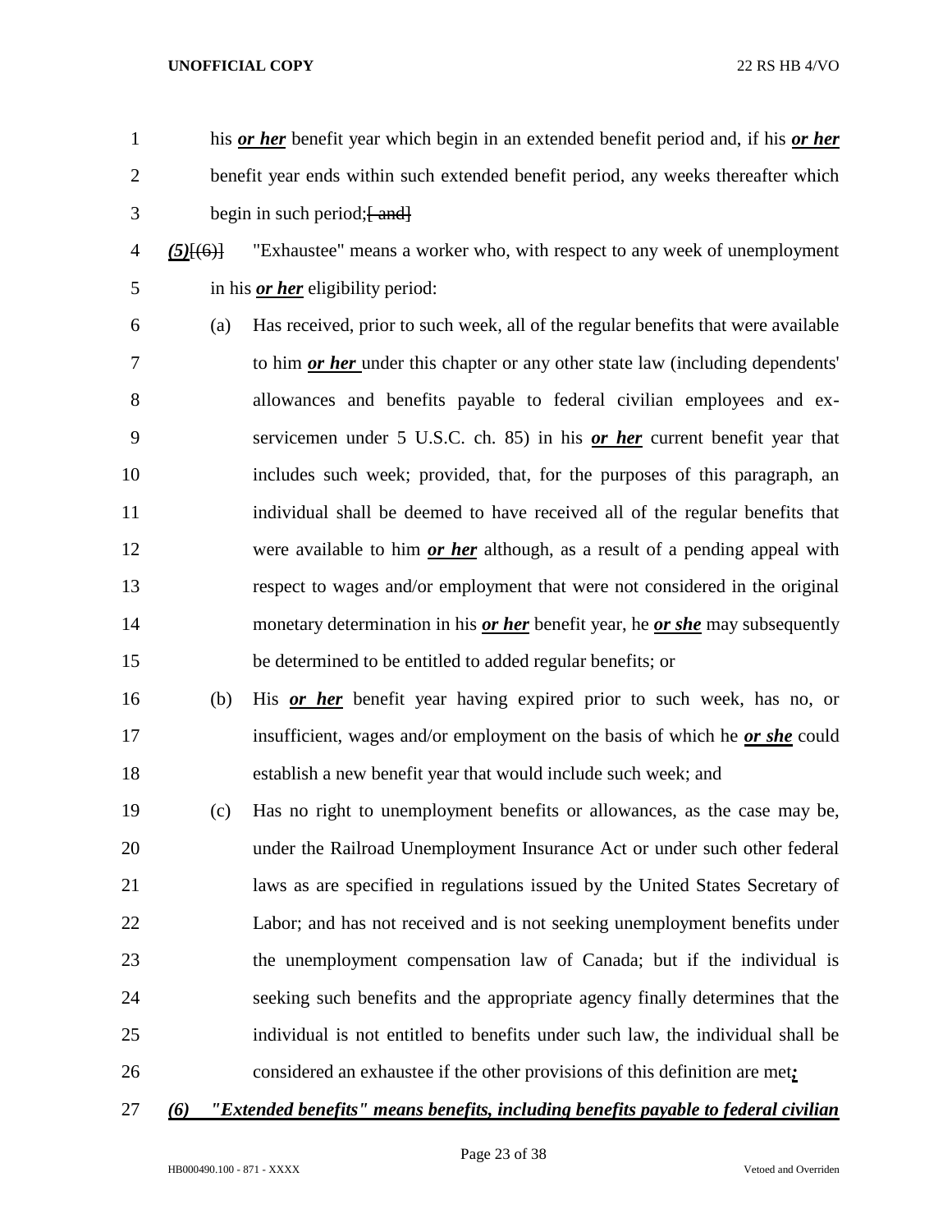his ***or her*** benefit year which begin in an extended benefit period and, if his ***or her*** benefit year ends within such extended benefit period, any weeks thereafter which begin in such period;~~[ and]~~

***(5)***~~[(6)]~~ "Exhaustee" means a worker who, with respect to any week of unemployment in his ***or her*** eligibility period:

(a) Has received, prior to such week, all of the regular benefits that were available to him ***or her*** under this chapter or any other state law (including dependents' allowances and benefits payable to federal civilian employees and ex-servicemen under 5 U.S.C. ch. 85) in his ***or her*** current benefit year that includes such week; provided, that, for the purposes of this paragraph, an individual shall be deemed to have received all of the regular benefits that were available to him ***or her*** although, as a result of a pending appeal with respect to wages and/or employment that were not considered in the original monetary determination in his ***or her*** benefit year, he ***or she*** may subsequently be determined to be entitled to added regular benefits; or

(b) His ***or her*** benefit year having expired prior to such week, has no, or insufficient, wages and/or employment on the basis of which he ***or she*** could establish a new benefit year that would include such week; and

(c) Has no right to unemployment benefits or allowances, as the case may be, under the Railroad Unemployment Insurance Act or under such other federal laws as are specified in regulations issued by the United States Secretary of Labor; and has not received and is not seeking unemployment benefits under the unemployment compensation law of Canada; but if the individual is seeking such benefits and the appropriate agency finally determines that the individual is not entitled to benefits under such law, the individual shall be considered an exhaustee if the other provisions of this definition are met***;***

***(6) "Extended benefits" means benefits, including benefits payable to federal civilian***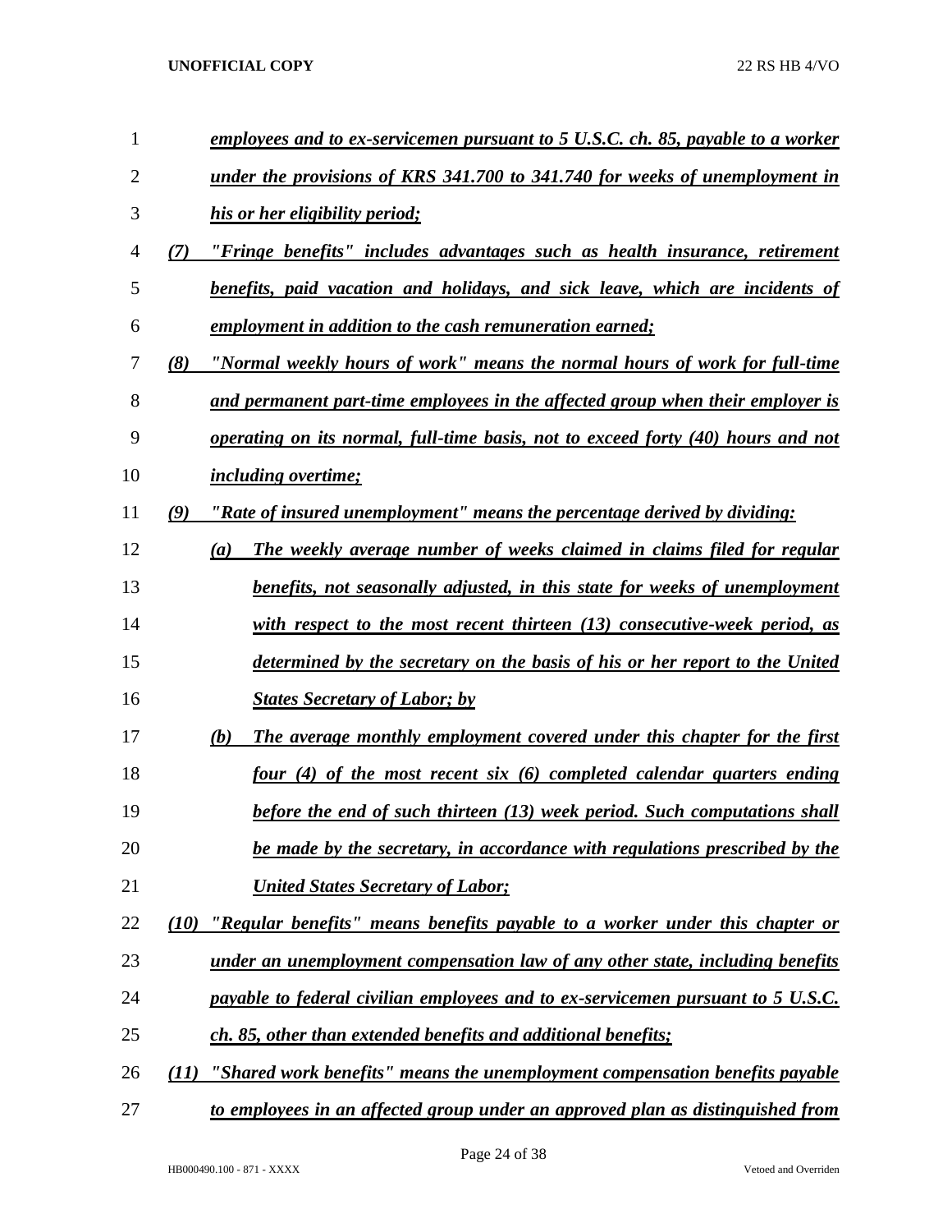*employees and to ex-servicemen pursuant to 5 U.S.C. ch. 85, payable to a worker under the provisions of KRS 341.700 to 341.740 for weeks of unemployment in his or her eligibility period;*

*(7) "Fringe benefits" includes advantages such as health insurance, retirement benefits, paid vacation and holidays, and sick leave, which are incidents of employment in addition to the cash remuneration earned;*

*(8) "Normal weekly hours of work" means the normal hours of work for full-time and permanent part-time employees in the affected group when their employer is operating on its normal, full-time basis, not to exceed forty (40) hours and not including overtime;*

*(9) "Rate of insured unemployment" means the percentage derived by dividing:*

*(a) The weekly average number of weeks claimed in claims filed for regular benefits, not seasonally adjusted, in this state for weeks of unemployment with respect to the most recent thirteen (13) consecutive-week period, as determined by the secretary on the basis of his or her report to the United States Secretary of Labor; by*

*(b) The average monthly employment covered under this chapter for the first four (4) of the most recent six (6) completed calendar quarters ending before the end of such thirteen (13) week period. Such computations shall be made by the secretary, in accordance with regulations prescribed by the United States Secretary of Labor;*

*(10) "Regular benefits" means benefits payable to a worker under this chapter or under an unemployment compensation law of any other state, including benefits payable to federal civilian employees and to ex-servicemen pursuant to 5 U.S.C. ch. 85, other than extended benefits and additional benefits;*

*(11) "Shared work benefits" means the unemployment compensation benefits payable to employees in an affected group under an approved plan as distinguished from*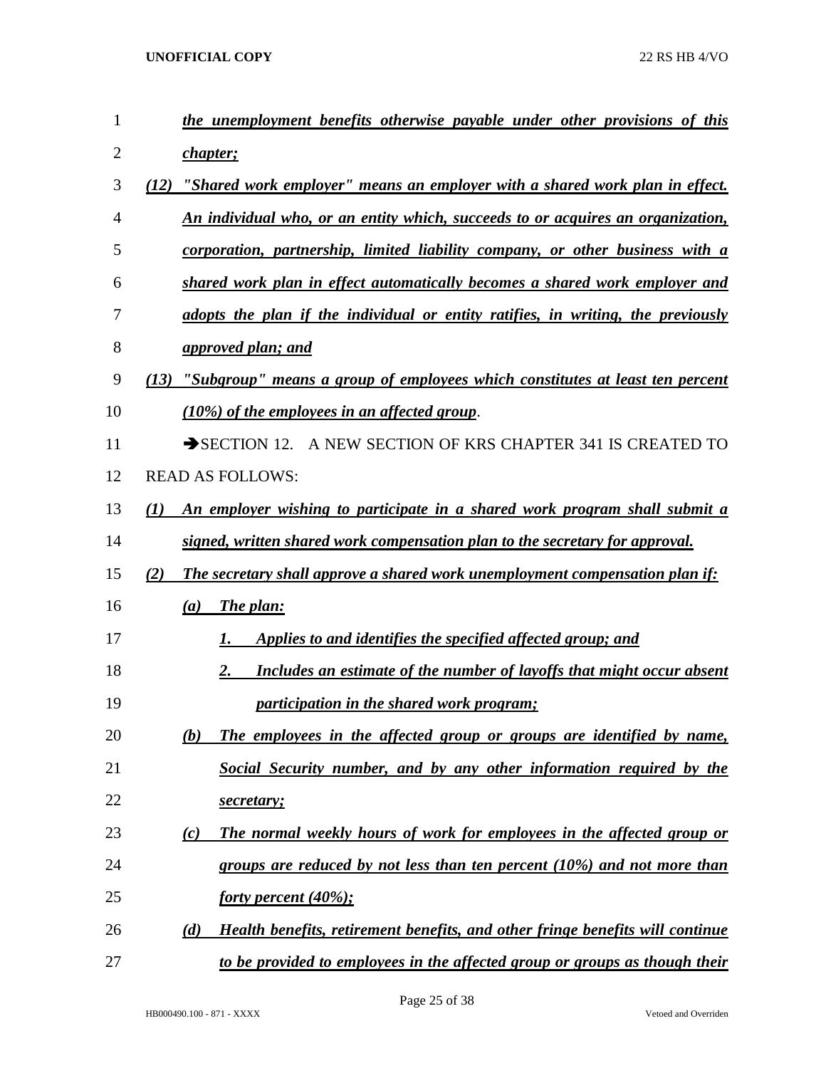***the unemployment benefits otherwise payable under other provisions of this chapter;***

***(12) "Shared work employer" means an employer with a shared work plan in effect. An individual who, or an entity which, succeeds to or acquires an organization, corporation, partnership, limited liability company, or other business with a shared work plan in effect automatically becomes a shared work employer and adopts the plan if the individual or entity ratifies, in writing, the previously approved plan; and***

***(13) "Subgroup" means a group of employees which constitutes at least ten percent (10%) of the employees in an affected group***.

➔SECTION 12. A NEW SECTION OF KRS CHAPTER 341 IS CREATED TO READ AS FOLLOWS:

***(1) An employer wishing to participate in a shared work program shall submit a signed, written shared work compensation plan to the secretary for approval.***

***(2) The secretary shall approve a shared work unemployment compensation plan if:***

***(a) The plan:***

***1. Applies to and identifies the specified affected group; and***

***2. Includes an estimate of the number of layoffs that might occur absent participation in the shared work program;***

***(b) The employees in the affected group or groups are identified by name, Social Security number, and by any other information required by the secretary;***

***(c) The normal weekly hours of work for employees in the affected group or groups are reduced by not less than ten percent (10%) and not more than forty percent (40%);***

***(d) Health benefits, retirement benefits, and other fringe benefits will continue to be provided to employees in the affected group or groups as though their***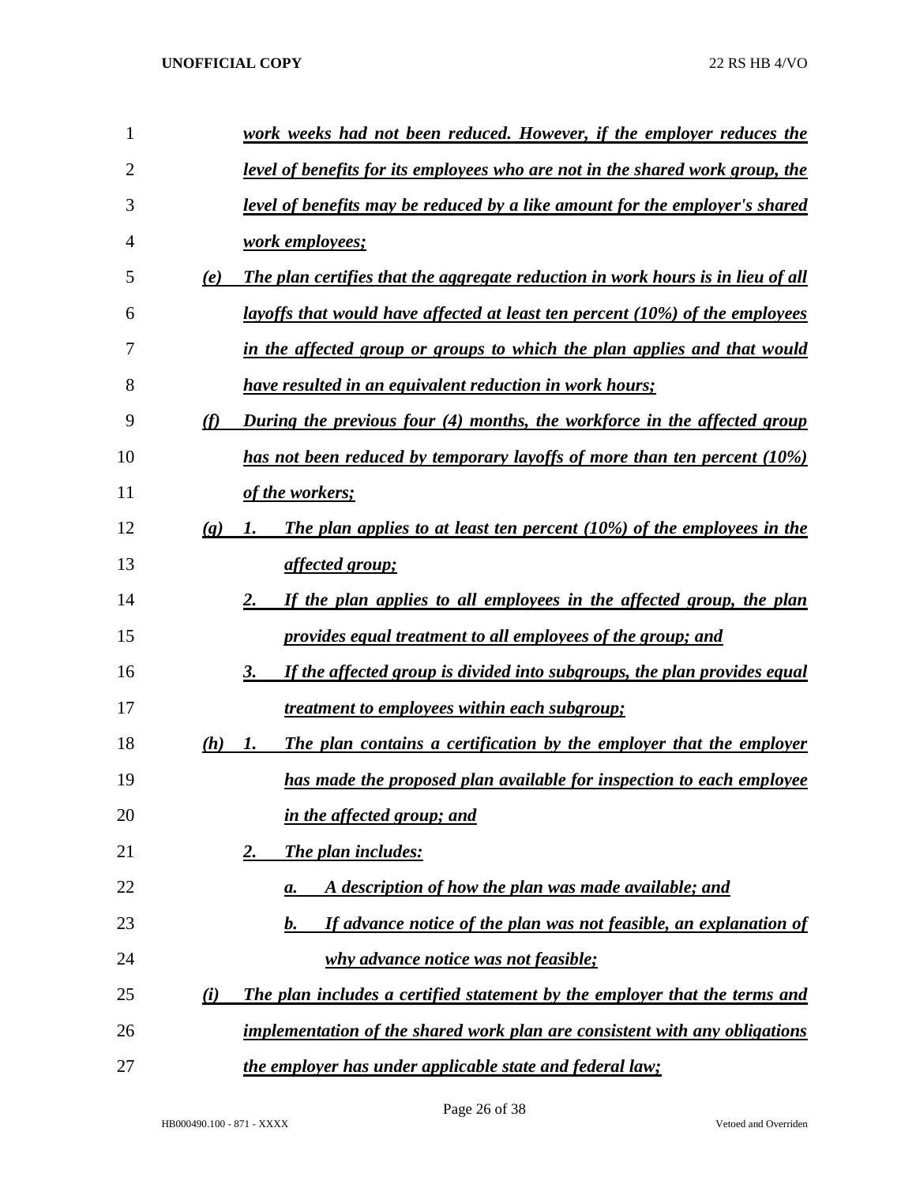*work weeks had not been reduced. However, if the employer reduces the level of benefits for its employees who are not in the shared work group, the level of benefits may be reduced by a like amount for the employer's shared work employees;*

*(e) The plan certifies that the aggregate reduction in work hours is in lieu of all layoffs that would have affected at least ten percent (10%) of the employees in the affected group or groups to which the plan applies and that would have resulted in an equivalent reduction in work hours;*

*(f) During the previous four (4) months, the workforce in the affected group has not been reduced by temporary layoffs of more than ten percent (10%) of the workers;*

*(g) 1. The plan applies to at least ten percent (10%) of the employees in the affected group;*

*2. If the plan applies to all employees in the affected group, the plan provides equal treatment to all employees of the group; and*

*3. If the affected group is divided into subgroups, the plan provides equal treatment to employees within each subgroup;*

*(h) 1. The plan contains a certification by the employer that the employer has made the proposed plan available for inspection to each employee in the affected group; and*

*2. The plan includes:*

*a. A description of how the plan was made available; and*

*b. If advance notice of the plan was not feasible, an explanation of why advance notice was not feasible;*

*(i) The plan includes a certified statement by the employer that the terms and implementation of the shared work plan are consistent with any obligations the employer has under applicable state and federal law;*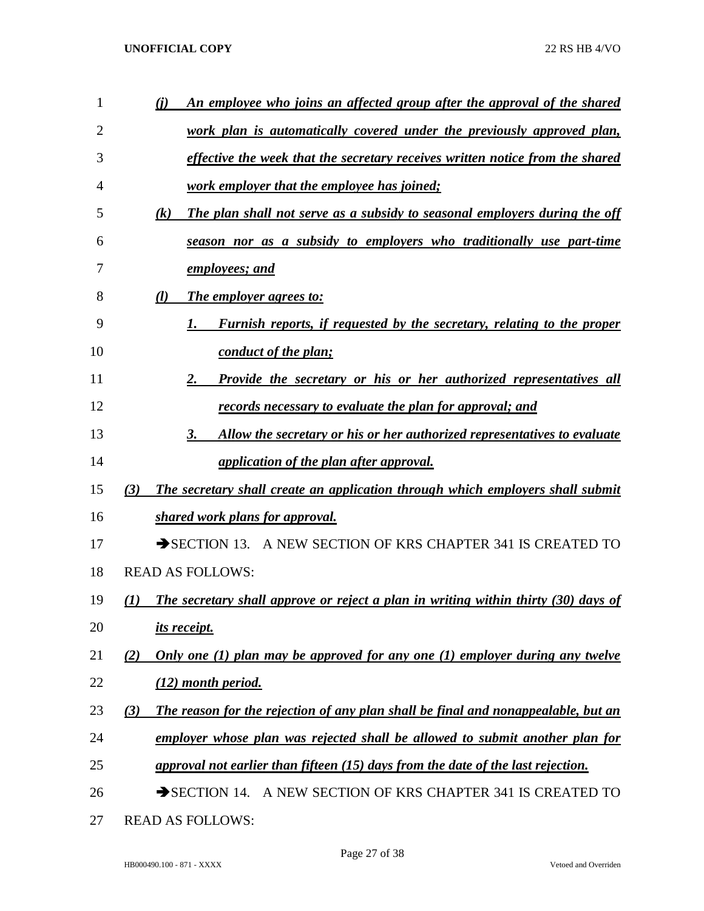*(j) An employee who joins an affected group after the approval of the shared work plan is automatically covered under the previously approved plan, effective the week that the secretary receives written notice from the shared work employer that the employee has joined;*

*(k) The plan shall not serve as a subsidy to seasonal employers during the off season nor as a subsidy to employers who traditionally use part-time employees; and*

*(l) The employer agrees to:*

*1. Furnish reports, if requested by the secretary, relating to the proper conduct of the plan;*

*2. Provide the secretary or his or her authorized representatives all records necessary to evaluate the plan for approval; and*

*3. Allow the secretary or his or her authorized representatives to evaluate application of the plan after approval.*

*(3) The secretary shall create an application through which employers shall submit shared work plans for approval.*

➔SECTION 13. A NEW SECTION OF KRS CHAPTER 341 IS CREATED TO READ AS FOLLOWS:

*(1) The secretary shall approve or reject a plan in writing within thirty (30) days of its receipt.*

*(2) Only one (1) plan may be approved for any one (1) employer during any twelve (12) month period.*

*(3) The reason for the rejection of any plan shall be final and nonappealable, but an employer whose plan was rejected shall be allowed to submit another plan for approval not earlier than fifteen (15) days from the date of the last rejection.*

➔SECTION 14. A NEW SECTION OF KRS CHAPTER 341 IS CREATED TO READ AS FOLLOWS: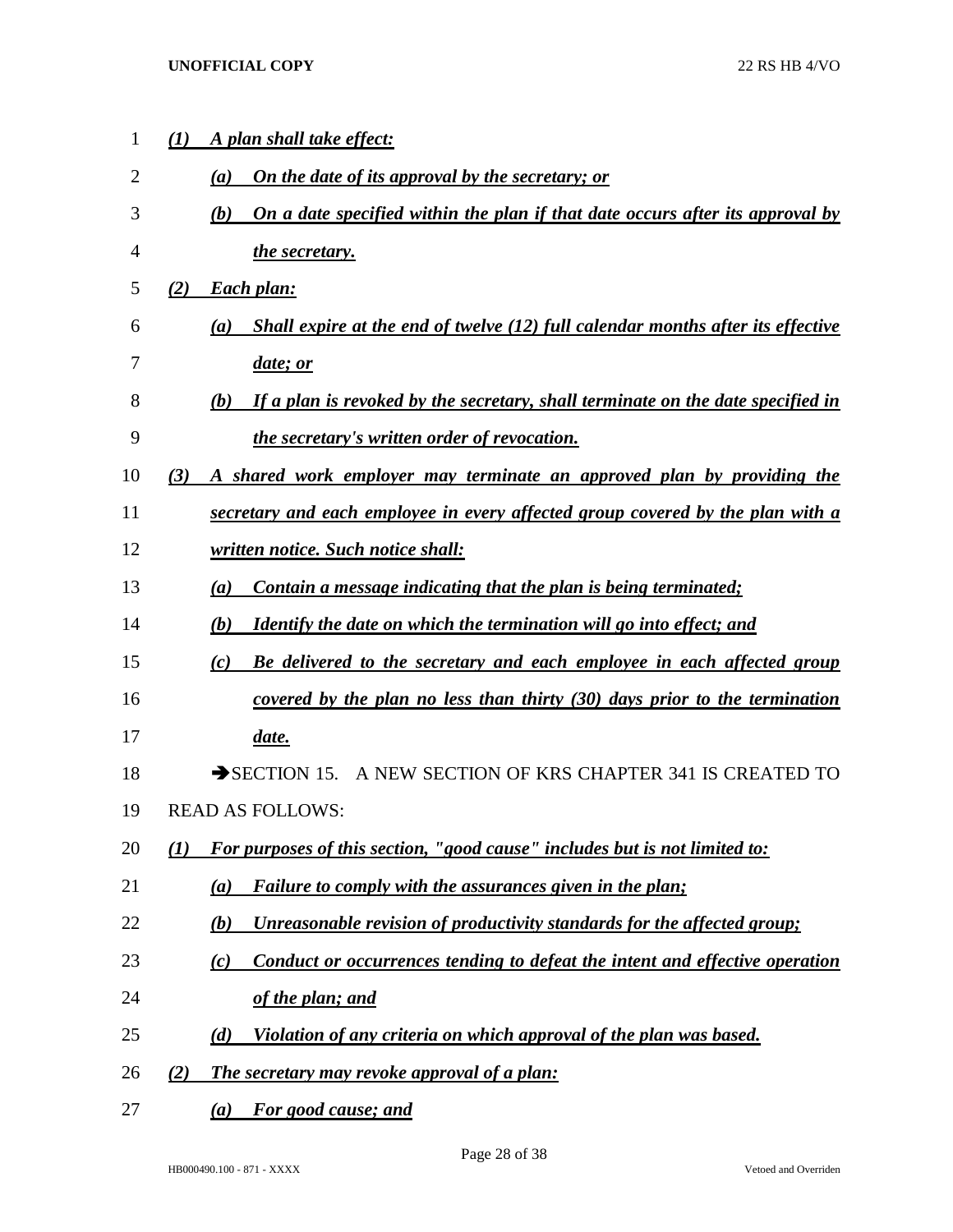***(1)*** ***A plan shall take effect:***

***(a)*** ***On the date of its approval by the secretary; or***

***(b)*** ***On a date specified within the plan if that date occurs after its approval by the secretary.***

***(2)*** ***Each plan:***

***(a)*** ***Shall expire at the end of twelve (12) full calendar months after its effective date; or***

***(b)*** ***If a plan is revoked by the secretary, shall terminate on the date specified in the secretary's written order of revocation.***

***(3)*** ***A shared work employer may terminate an approved plan by providing the secretary and each employee in every affected group covered by the plan with a written notice. Such notice shall:***

***(a)*** ***Contain a message indicating that the plan is being terminated;***

***(b)*** ***Identify the date on which the termination will go into effect; and***

***(c)*** ***Be delivered to the secretary and each employee in each affected group covered by the plan no less than thirty (30) days prior to the termination date.***

➔SECTION 15. A NEW SECTION OF KRS CHAPTER 341 IS CREATED TO READ AS FOLLOWS:

***(1)*** ***For purposes of this section, "good cause" includes but is not limited to:***

***(a)*** ***Failure to comply with the assurances given in the plan;***

***(b)*** ***Unreasonable revision of productivity standards for the affected group;***

***(c)*** ***Conduct or occurrences tending to defeat the intent and effective operation of the plan; and***

***(d)*** ***Violation of any criteria on which approval of the plan was based.***

***(2)*** ***The secretary may revoke approval of a plan:***

***(a)*** ***For good cause; and***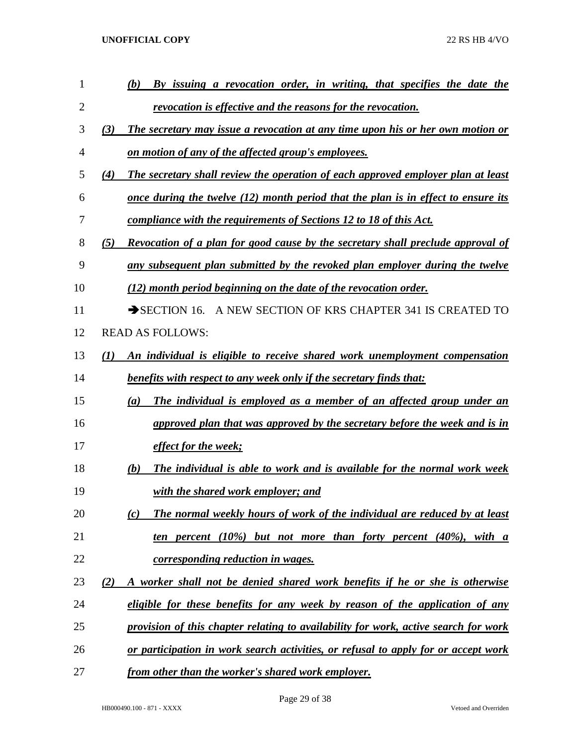*(b)* ***By issuing a revocation order, in writing, that specifies the date the revocation is effective and the reasons for the revocation.***

*(3)* ***The secretary may issue a revocation at any time upon his or her own motion or on motion of any of the affected group's employees.***

*(4)* ***The secretary shall review the operation of each approved employer plan at least once during the twelve (12) month period that the plan is in effect to ensure its compliance with the requirements of Sections 12 to 18 of this Act.***

*(5)* ***Revocation of a plan for good cause by the secretary shall preclude approval of any subsequent plan submitted by the revoked plan employer during the twelve (12) month period beginning on the date of the revocation order.***

➔SECTION 16. A NEW SECTION OF KRS CHAPTER 341 IS CREATED TO READ AS FOLLOWS:

*(1)* ***An individual is eligible to receive shared work unemployment compensation benefits with respect to any week only if the secretary finds that:***

*(a)* ***The individual is employed as a member of an affected group under an approved plan that was approved by the secretary before the week and is in effect for the week;***

*(b)* ***The individual is able to work and is available for the normal work week with the shared work employer; and***

*(c)* ***The normal weekly hours of work of the individual are reduced by at least ten percent (10%) but not more than forty percent (40%), with a corresponding reduction in wages.***

*(2)* ***A worker shall not be denied shared work benefits if he or she is otherwise eligible for these benefits for any week by reason of the application of any provision of this chapter relating to availability for work, active search for work or participation in work search activities, or refusal to apply for or accept work from other than the worker's shared work employer.***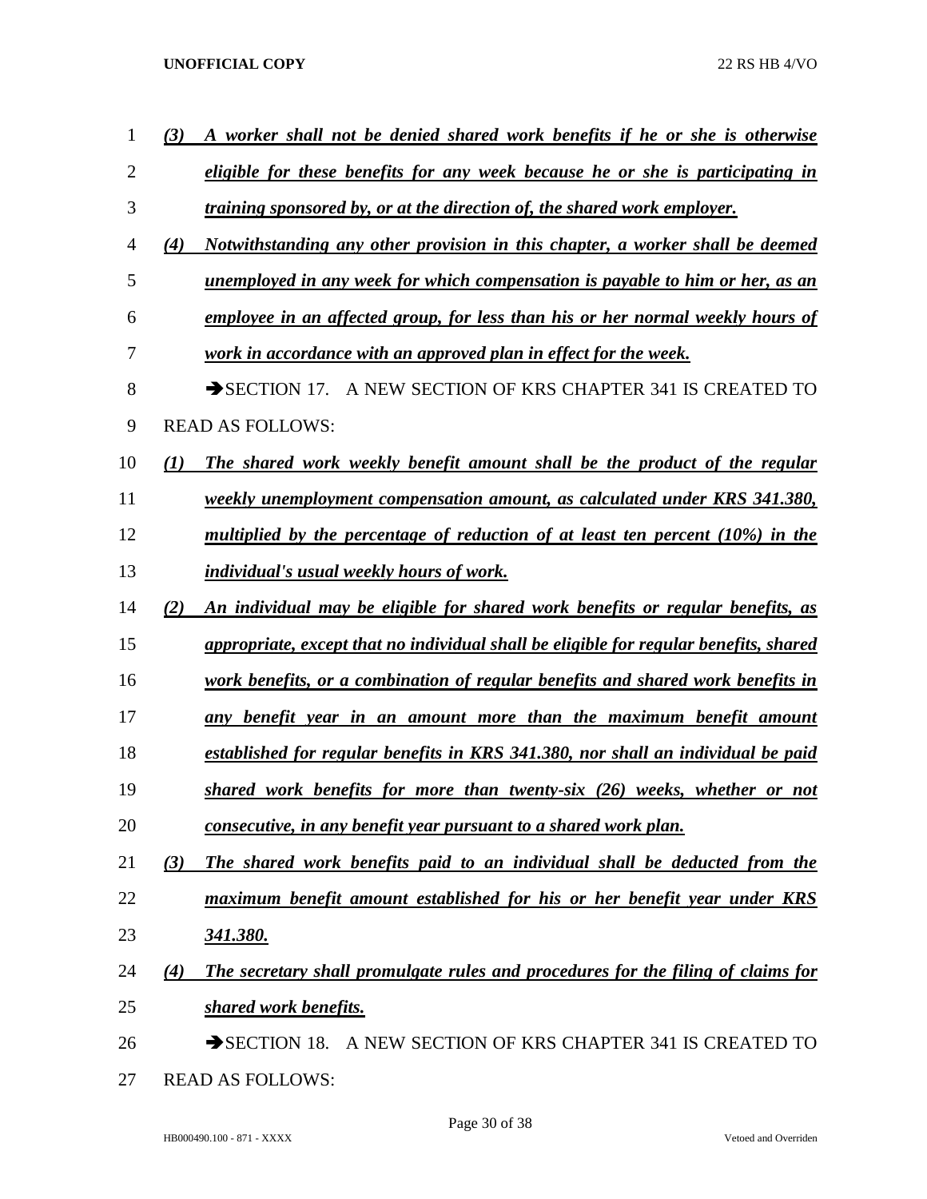*(3) A worker shall not be denied shared work benefits if he or she is otherwise eligible for these benefits for any week because he or she is participating in training sponsored by, or at the direction of, the shared work employer.*

*(4) Notwithstanding any other provision in this chapter, a worker shall be deemed unemployed in any week for which compensation is payable to him or her, as an employee in an affected group, for less than his or her normal weekly hours of work in accordance with an approved plan in effect for the week.*

➔SECTION 17. A NEW SECTION OF KRS CHAPTER 341 IS CREATED TO READ AS FOLLOWS:

*(1) The shared work weekly benefit amount shall be the product of the regular weekly unemployment compensation amount, as calculated under KRS 341.380, multiplied by the percentage of reduction of at least ten percent (10%) in the individual's usual weekly hours of work.*

*(2) An individual may be eligible for shared work benefits or regular benefits, as appropriate, except that no individual shall be eligible for regular benefits, shared work benefits, or a combination of regular benefits and shared work benefits in any benefit year in an amount more than the maximum benefit amount established for regular benefits in KRS 341.380, nor shall an individual be paid shared work benefits for more than twenty-six (26) weeks, whether or not consecutive, in any benefit year pursuant to a shared work plan.*

*(3) The shared work benefits paid to an individual shall be deducted from the maximum benefit amount established for his or her benefit year under KRS 341.380.*

*(4) The secretary shall promulgate rules and procedures for the filing of claims for shared work benefits.*

➔SECTION 18. A NEW SECTION OF KRS CHAPTER 341 IS CREATED TO READ AS FOLLOWS: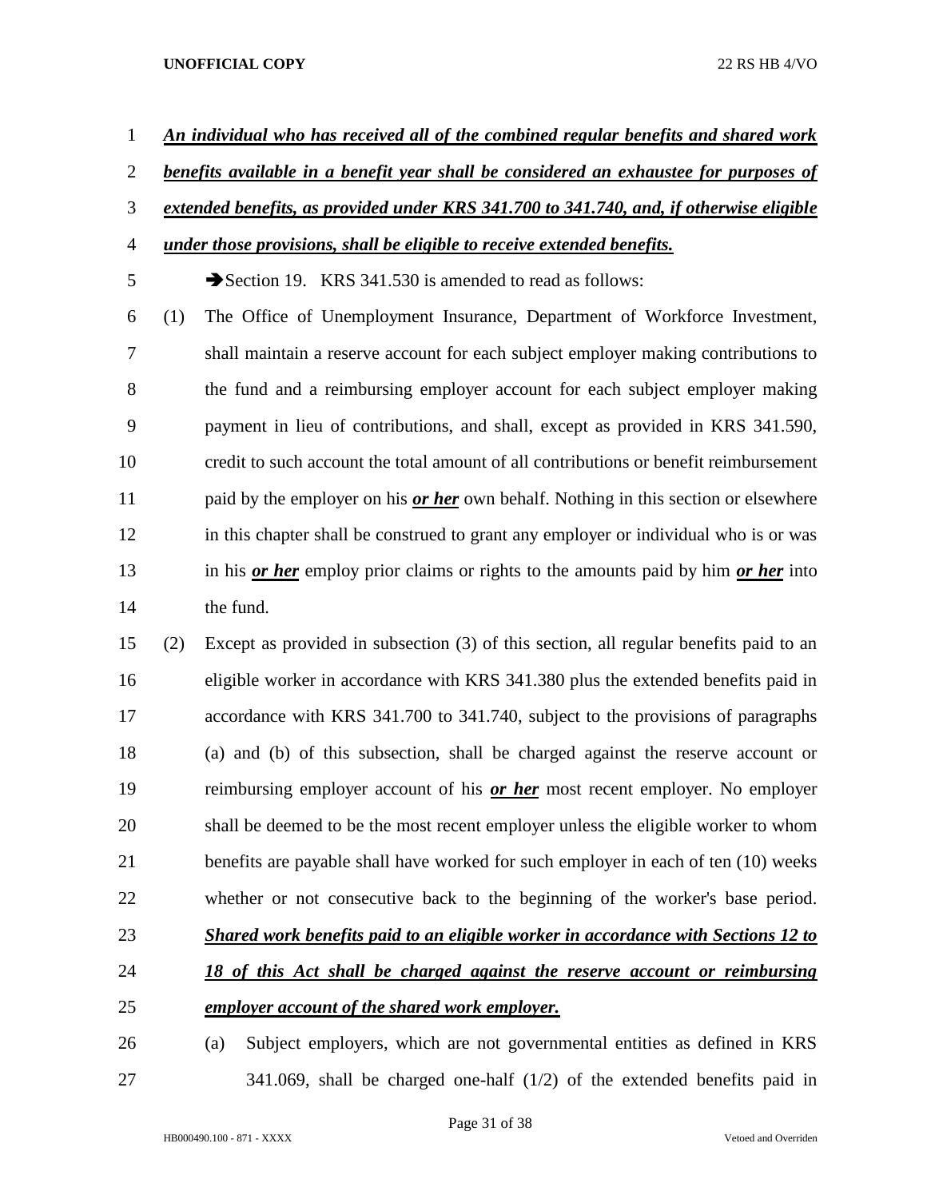***An individual who has received all of the combined regular benefits and shared work benefits available in a benefit year shall be considered an exhaustee for purposes of extended benefits, as provided under KRS 341.700 to 341.740, and, if otherwise eligible under those provisions, shall be eligible to receive extended benefits.***

➔Section 19. KRS 341.530 is amended to read as follows:

(1) The Office of Unemployment Insurance, Department of Workforce Investment, shall maintain a reserve account for each subject employer making contributions to the fund and a reimbursing employer account for each subject employer making payment in lieu of contributions, and shall, except as provided in KRS 341.590, credit to such account the total amount of all contributions or benefit reimbursement paid by the employer on his ***or her*** own behalf. Nothing in this section or elsewhere in this chapter shall be construed to grant any employer or individual who is or was in his ***or her*** employ prior claims or rights to the amounts paid by him ***or her*** into the fund.

(2) Except as provided in subsection (3) of this section, all regular benefits paid to an eligible worker in accordance with KRS 341.380 plus the extended benefits paid in accordance with KRS 341.700 to 341.740, subject to the provisions of paragraphs (a) and (b) of this subsection, shall be charged against the reserve account or reimbursing employer account of his ***or her*** most recent employer. No employer shall be deemed to be the most recent employer unless the eligible worker to whom benefits are payable shall have worked for such employer in each of ten (10) weeks whether or not consecutive back to the beginning of the worker's base period. ***Shared work benefits paid to an eligible worker in accordance with Sections 12 to 18 of this Act shall be charged against the reserve account or reimbursing employer account of the shared work employer.***

(a) Subject employers, which are not governmental entities as defined in KRS 341.069, shall be charged one-half (1/2) of the extended benefits paid in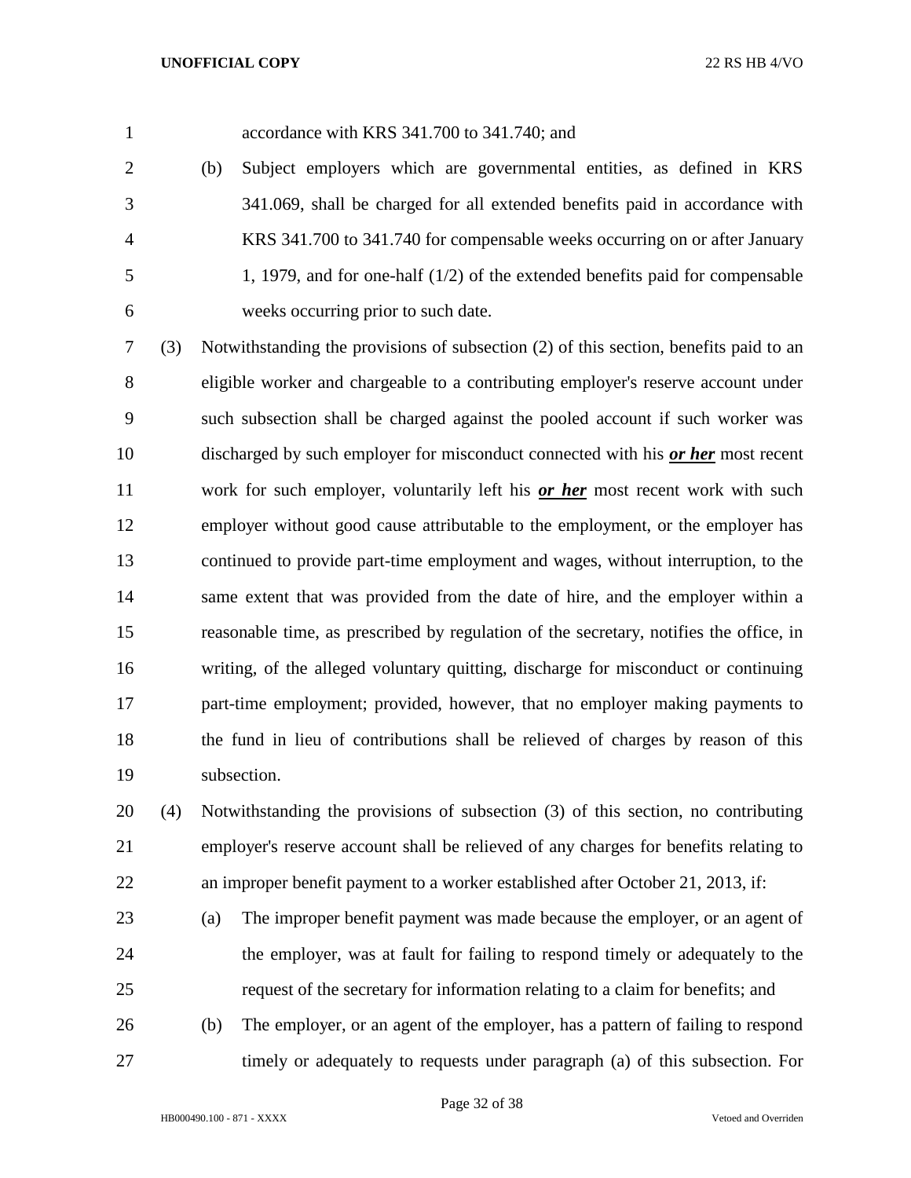accordance with KRS 341.700 to 341.740; and

(b) Subject employers which are governmental entities, as defined in KRS 341.069, shall be charged for all extended benefits paid in accordance with KRS 341.700 to 341.740 for compensable weeks occurring on or after January 1, 1979, and for one-half (1/2) of the extended benefits paid for compensable weeks occurring prior to such date.

(3) Notwithstanding the provisions of subsection (2) of this section, benefits paid to an eligible worker and chargeable to a contributing employer's reserve account under such subsection shall be charged against the pooled account if such worker was discharged by such employer for misconduct connected with his ***or her*** most recent work for such employer, voluntarily left his ***or her*** most recent work with such employer without good cause attributable to the employment, or the employer has continued to provide part-time employment and wages, without interruption, to the same extent that was provided from the date of hire, and the employer within a reasonable time, as prescribed by regulation of the secretary, notifies the office, in writing, of the alleged voluntary quitting, discharge for misconduct or continuing part-time employment; provided, however, that no employer making payments to the fund in lieu of contributions shall be relieved of charges by reason of this subsection.

(4) Notwithstanding the provisions of subsection (3) of this section, no contributing employer's reserve account shall be relieved of any charges for benefits relating to an improper benefit payment to a worker established after October 21, 2013, if:

(a) The improper benefit payment was made because the employer, or an agent of the employer, was at fault for failing to respond timely or adequately to the request of the secretary for information relating to a claim for benefits; and

(b) The employer, or an agent of the employer, has a pattern of failing to respond timely or adequately to requests under paragraph (a) of this subsection. For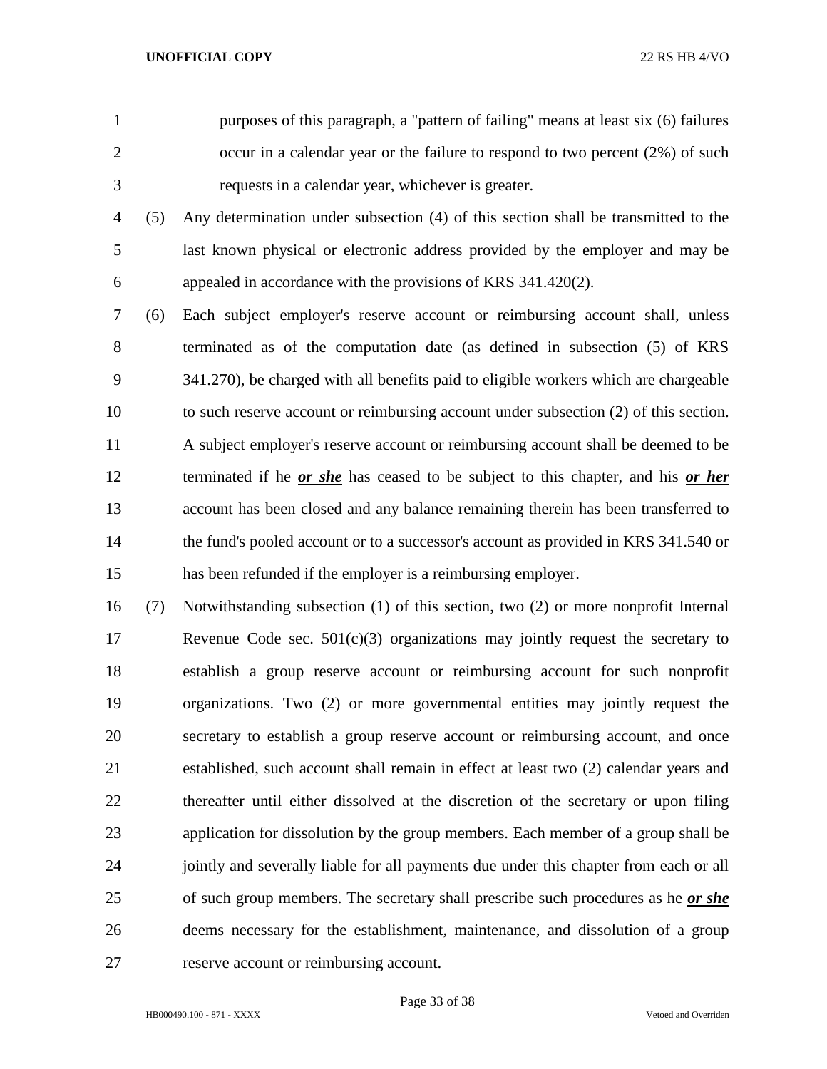purposes of this paragraph, a "pattern of failing" means at least six (6) failures occur in a calendar year or the failure to respond to two percent (2%) of such requests in a calendar year, whichever is greater.

(5) Any determination under subsection (4) of this section shall be transmitted to the last known physical or electronic address provided by the employer and may be appealed in accordance with the provisions of KRS 341.420(2).

(6) Each subject employer's reserve account or reimbursing account shall, unless terminated as of the computation date (as defined in subsection (5) of KRS 341.270), be charged with all benefits paid to eligible workers which are chargeable to such reserve account or reimbursing account under subsection (2) of this section. A subject employer's reserve account or reimbursing account shall be deemed to be terminated if he ***or she*** has ceased to be subject to this chapter, and his ***or her*** account has been closed and any balance remaining therein has been transferred to the fund's pooled account or to a successor's account as provided in KRS 341.540 or has been refunded if the employer is a reimbursing employer.

(7) Notwithstanding subsection (1) of this section, two (2) or more nonprofit Internal Revenue Code sec. 501(c)(3) organizations may jointly request the secretary to establish a group reserve account or reimbursing account for such nonprofit organizations. Two (2) or more governmental entities may jointly request the secretary to establish a group reserve account or reimbursing account, and once established, such account shall remain in effect at least two (2) calendar years and thereafter until either dissolved at the discretion of the secretary or upon filing application for dissolution by the group members. Each member of a group shall be jointly and severally liable for all payments due under this chapter from each or all of such group members. The secretary shall prescribe such procedures as he ***or she*** deems necessary for the establishment, maintenance, and dissolution of a group reserve account or reimbursing account.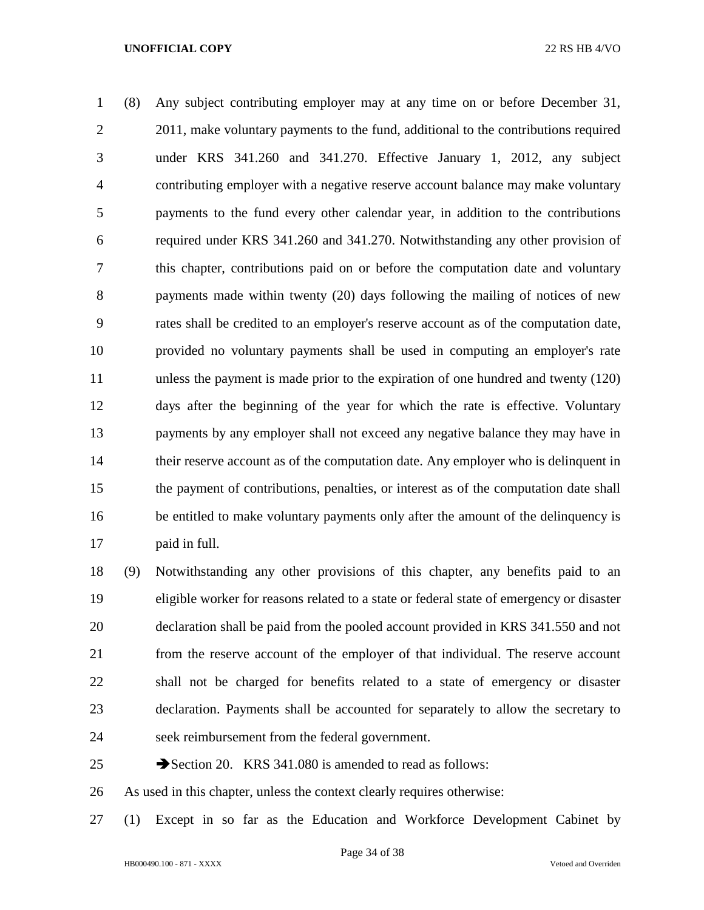(8) Any subject contributing employer may at any time on or before December 31, 2011, make voluntary payments to the fund, additional to the contributions required under KRS 341.260 and 341.270. Effective January 1, 2012, any subject contributing employer with a negative reserve account balance may make voluntary payments to the fund every other calendar year, in addition to the contributions required under KRS 341.260 and 341.270. Notwithstanding any other provision of this chapter, contributions paid on or before the computation date and voluntary payments made within twenty (20) days following the mailing of notices of new rates shall be credited to an employer's reserve account as of the computation date, provided no voluntary payments shall be used in computing an employer's rate unless the payment is made prior to the expiration of one hundred and twenty (120) days after the beginning of the year for which the rate is effective. Voluntary payments by any employer shall not exceed any negative balance they may have in their reserve account as of the computation date. Any employer who is delinquent in the payment of contributions, penalties, or interest as of the computation date shall be entitled to make voluntary payments only after the amount of the delinquency is paid in full.

(9) Notwithstanding any other provisions of this chapter, any benefits paid to an eligible worker for reasons related to a state or federal state of emergency or disaster declaration shall be paid from the pooled account provided in KRS 341.550 and not from the reserve account of the employer of that individual. The reserve account shall not be charged for benefits related to a state of emergency or disaster declaration. Payments shall be accounted for separately to allow the secretary to seek reimbursement from the federal government.

➔Section 20. KRS 341.080 is amended to read as follows:

As used in this chapter, unless the context clearly requires otherwise:

(1) Except in so far as the Education and Workforce Development Cabinet by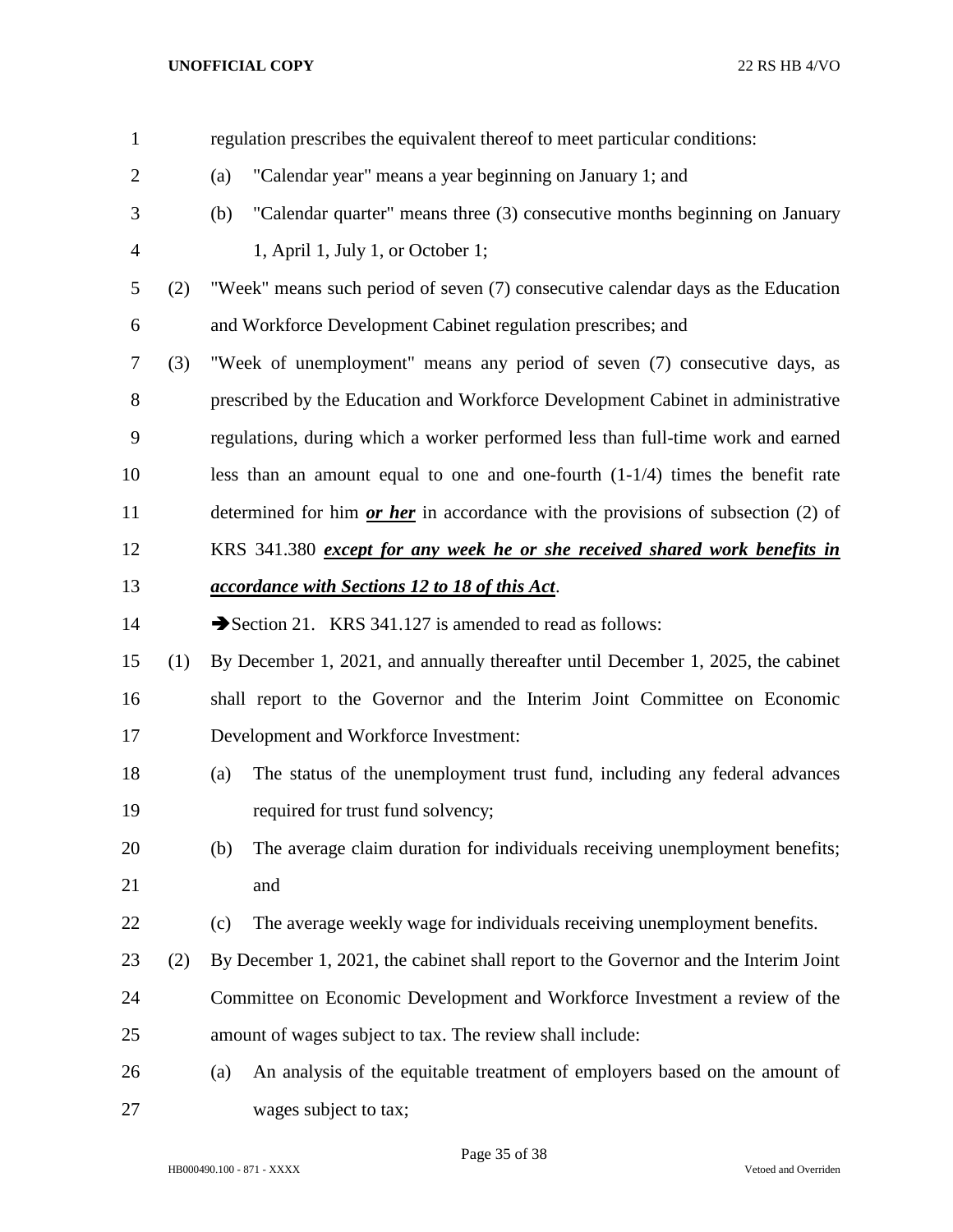regulation prescribes the equivalent thereof to meet particular conditions:

(a) "Calendar year" means a year beginning on January 1; and

(b) "Calendar quarter" means three (3) consecutive months beginning on January 1, April 1, July 1, or October 1;

(2) "Week" means such period of seven (7) consecutive calendar days as the Education and Workforce Development Cabinet regulation prescribes; and

(3) "Week of unemployment" means any period of seven (7) consecutive days, as prescribed by the Education and Workforce Development Cabinet in administrative regulations, during which a worker performed less than full-time work and earned less than an amount equal to one and one-fourth (1-1/4) times the benefit rate determined for him ***or her*** in accordance with the provisions of subsection (2) of KRS 341.380 ***except for any week he or she received shared work benefits in accordance with Sections 12 to 18 of this Act***.

➔Section 21. KRS 341.127 is amended to read as follows:

(1) By December 1, 2021, and annually thereafter until December 1, 2025, the cabinet shall report to the Governor and the Interim Joint Committee on Economic Development and Workforce Investment:

(a) The status of the unemployment trust fund, including any federal advances required for trust fund solvency;

(b) The average claim duration for individuals receiving unemployment benefits; and

(c) The average weekly wage for individuals receiving unemployment benefits.

(2) By December 1, 2021, the cabinet shall report to the Governor and the Interim Joint Committee on Economic Development and Workforce Investment a review of the amount of wages subject to tax. The review shall include:

(a) An analysis of the equitable treatment of employers based on the amount of wages subject to tax;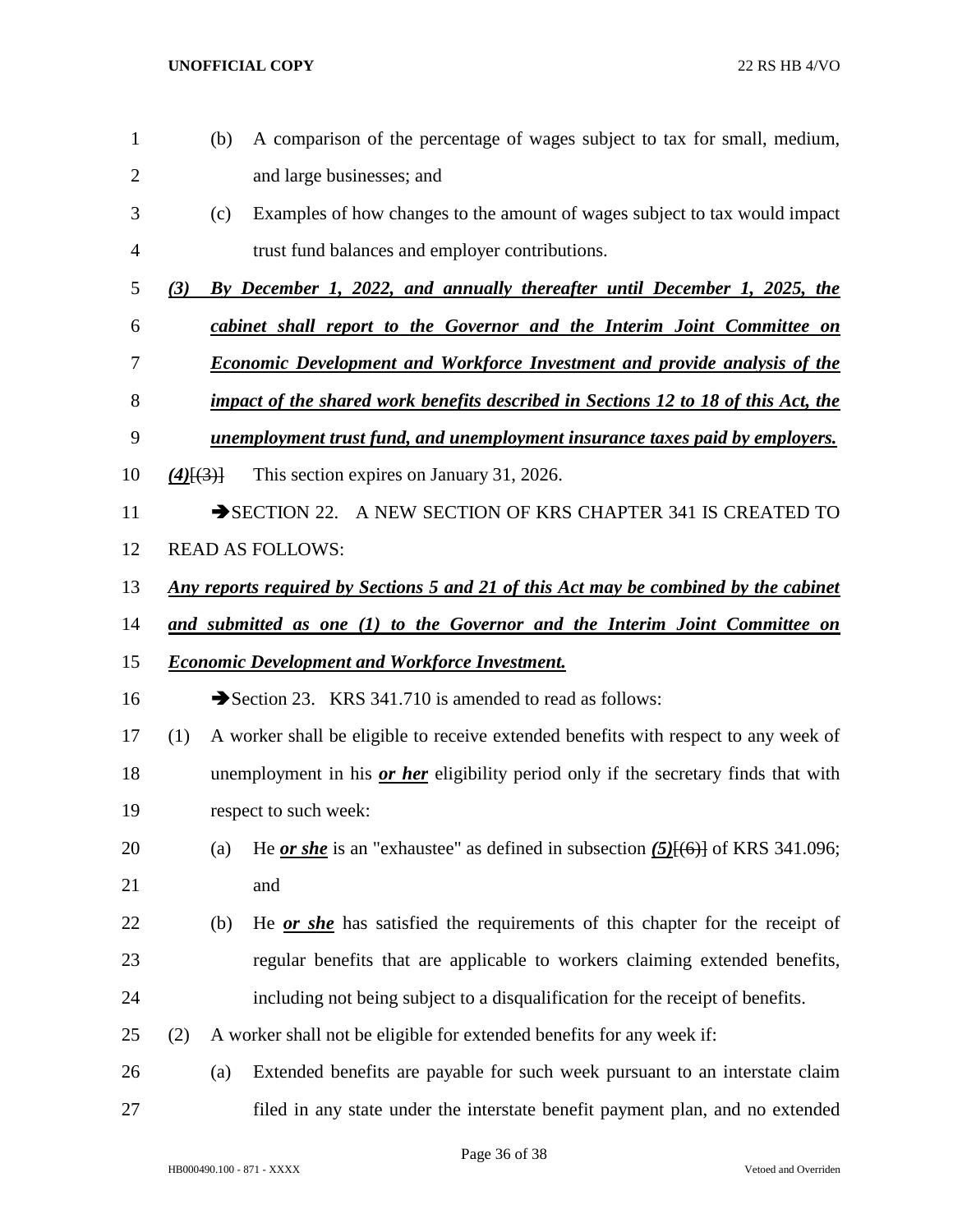(b) A comparison of the percentage of wages subject to tax for small, medium, and large businesses; and

(c) Examples of how changes to the amount of wages subject to tax would impact trust fund balances and employer contributions.

***(3) By December 1, 2022, and annually thereafter until December 1, 2025, the cabinet shall report to the Governor and the Interim Joint Committee on Economic Development and Workforce Investment and provide analysis of the impact of the shared work benefits described in Sections 12 to 18 of this Act, the unemployment trust fund, and unemployment insurance taxes paid by employers.***

***(4)***[(3)] This section expires on January 31, 2026.

➔SECTION 22. A NEW SECTION OF KRS CHAPTER 341 IS CREATED TO READ AS FOLLOWS:

***Any reports required by Sections 5 and 21 of this Act may be combined by the cabinet and submitted as one (1) to the Governor and the Interim Joint Committee on Economic Development and Workforce Investment.***

➔Section 23. KRS 341.710 is amended to read as follows:

(1) A worker shall be eligible to receive extended benefits with respect to any week of unemployment in his ***or her*** eligibility period only if the secretary finds that with respect to such week:

(a) He ***or she*** is an "exhaustee" as defined in subsection ***(5)***[(6)] of KRS 341.096; and

(b) He ***or she*** has satisfied the requirements of this chapter for the receipt of regular benefits that are applicable to workers claiming extended benefits, including not being subject to a disqualification for the receipt of benefits.

(2) A worker shall not be eligible for extended benefits for any week if:

(a) Extended benefits are payable for such week pursuant to an interstate claim filed in any state under the interstate benefit payment plan, and no extended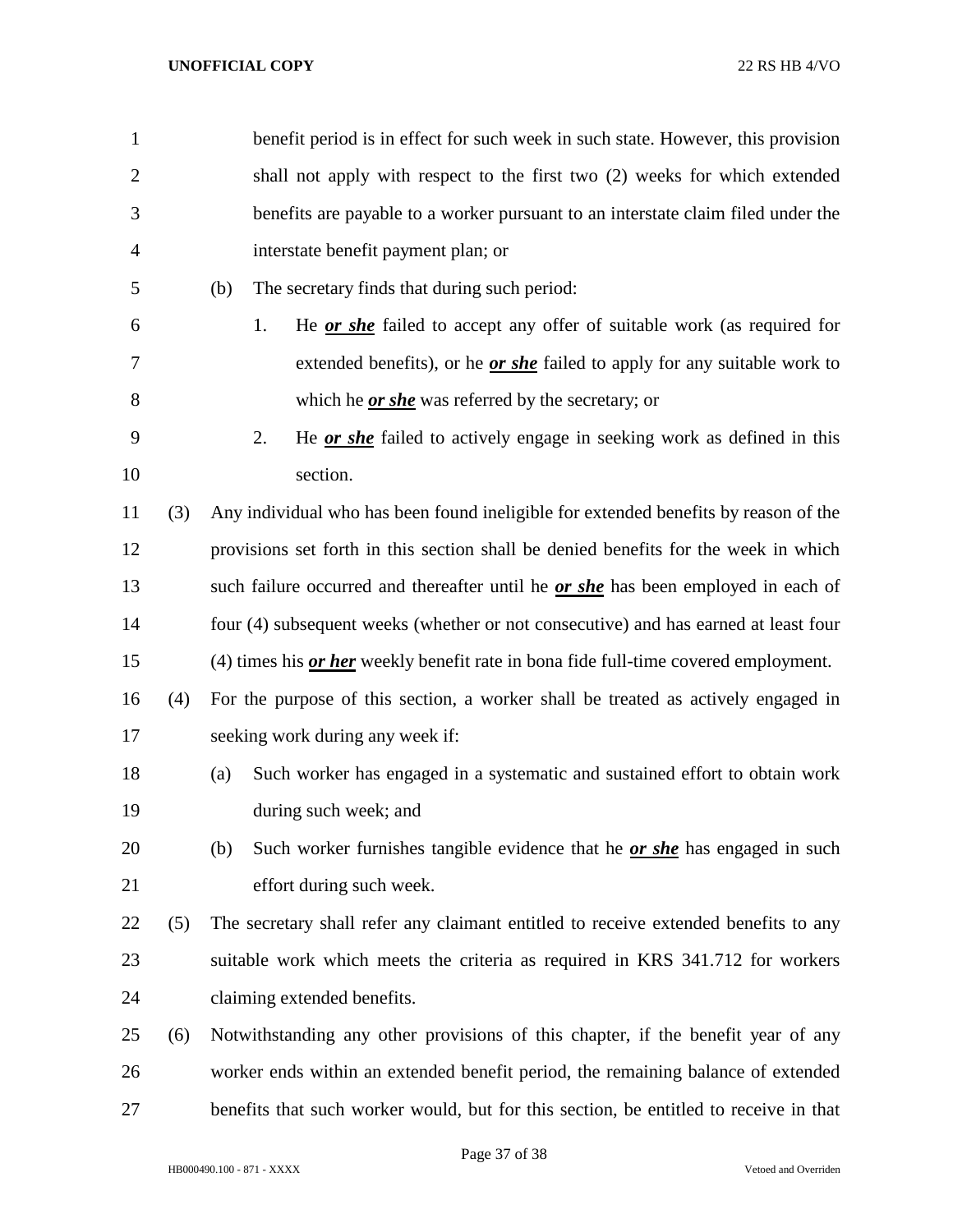benefit period is in effect for such week in such state. However, this provision shall not apply with respect to the first two (2) weeks for which extended benefits are payable to a worker pursuant to an interstate claim filed under the interstate benefit payment plan; or

(b) The secretary finds that during such period:

1. He ***or she*** failed to accept any offer of suitable work (as required for extended benefits), or he ***or she*** failed to apply for any suitable work to which he ***or she*** was referred by the secretary; or

2. He ***or she*** failed to actively engage in seeking work as defined in this section.

(3) Any individual who has been found ineligible for extended benefits by reason of the provisions set forth in this section shall be denied benefits for the week in which such failure occurred and thereafter until he ***or she*** has been employed in each of four (4) subsequent weeks (whether or not consecutive) and has earned at least four (4) times his ***or her*** weekly benefit rate in bona fide full-time covered employment.

(4) For the purpose of this section, a worker shall be treated as actively engaged in seeking work during any week if:

(a) Such worker has engaged in a systematic and sustained effort to obtain work during such week; and

(b) Such worker furnishes tangible evidence that he ***or she*** has engaged in such effort during such week.

(5) The secretary shall refer any claimant entitled to receive extended benefits to any suitable work which meets the criteria as required in KRS 341.712 for workers claiming extended benefits.

(6) Notwithstanding any other provisions of this chapter, if the benefit year of any worker ends within an extended benefit period, the remaining balance of extended benefits that such worker would, but for this section, be entitled to receive in that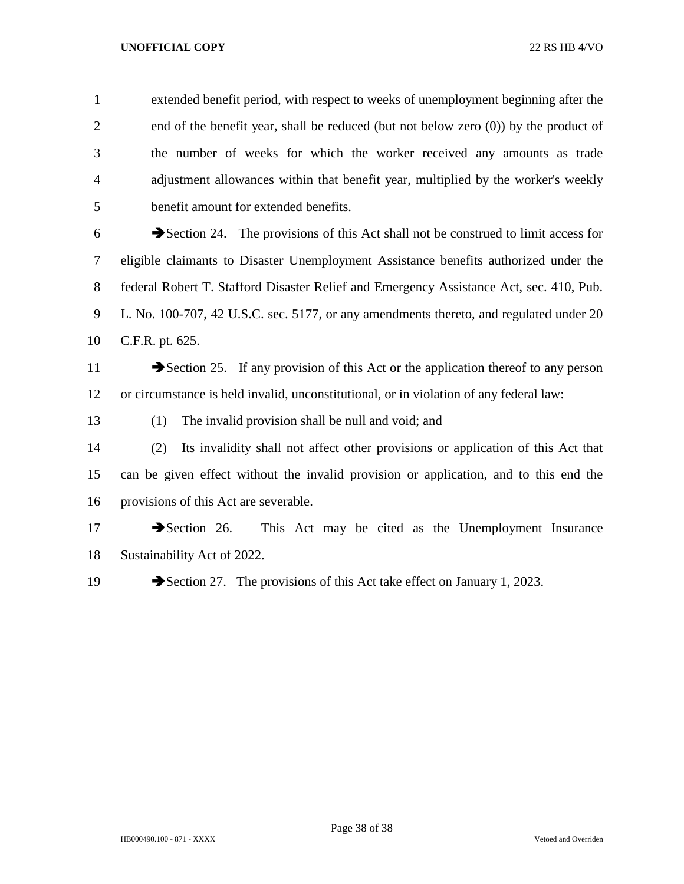extended benefit period, with respect to weeks of unemployment beginning after the end of the benefit year, shall be reduced (but not below zero (0)) by the product of the number of weeks for which the worker received any amounts as trade adjustment allowances within that benefit year, multiplied by the worker's weekly benefit amount for extended benefits.

➔Section 24. The provisions of this Act shall not be construed to limit access for eligible claimants to Disaster Unemployment Assistance benefits authorized under the federal Robert T. Stafford Disaster Relief and Emergency Assistance Act, sec. 410, Pub. L. No. 100-707, 42 U.S.C. sec. 5177, or any amendments thereto, and regulated under 20 C.F.R. pt. 625.

➔Section 25. If any provision of this Act or the application thereof to any person or circumstance is held invalid, unconstitutional, or in violation of any federal law:

(1) The invalid provision shall be null and void; and

(2) Its invalidity shall not affect other provisions or application of this Act that can be given effect without the invalid provision or application, and to this end the provisions of this Act are severable.

➔Section 26. This Act may be cited as the Unemployment Insurance Sustainability Act of 2022.

➔Section 27. The provisions of this Act take effect on January 1, 2023.